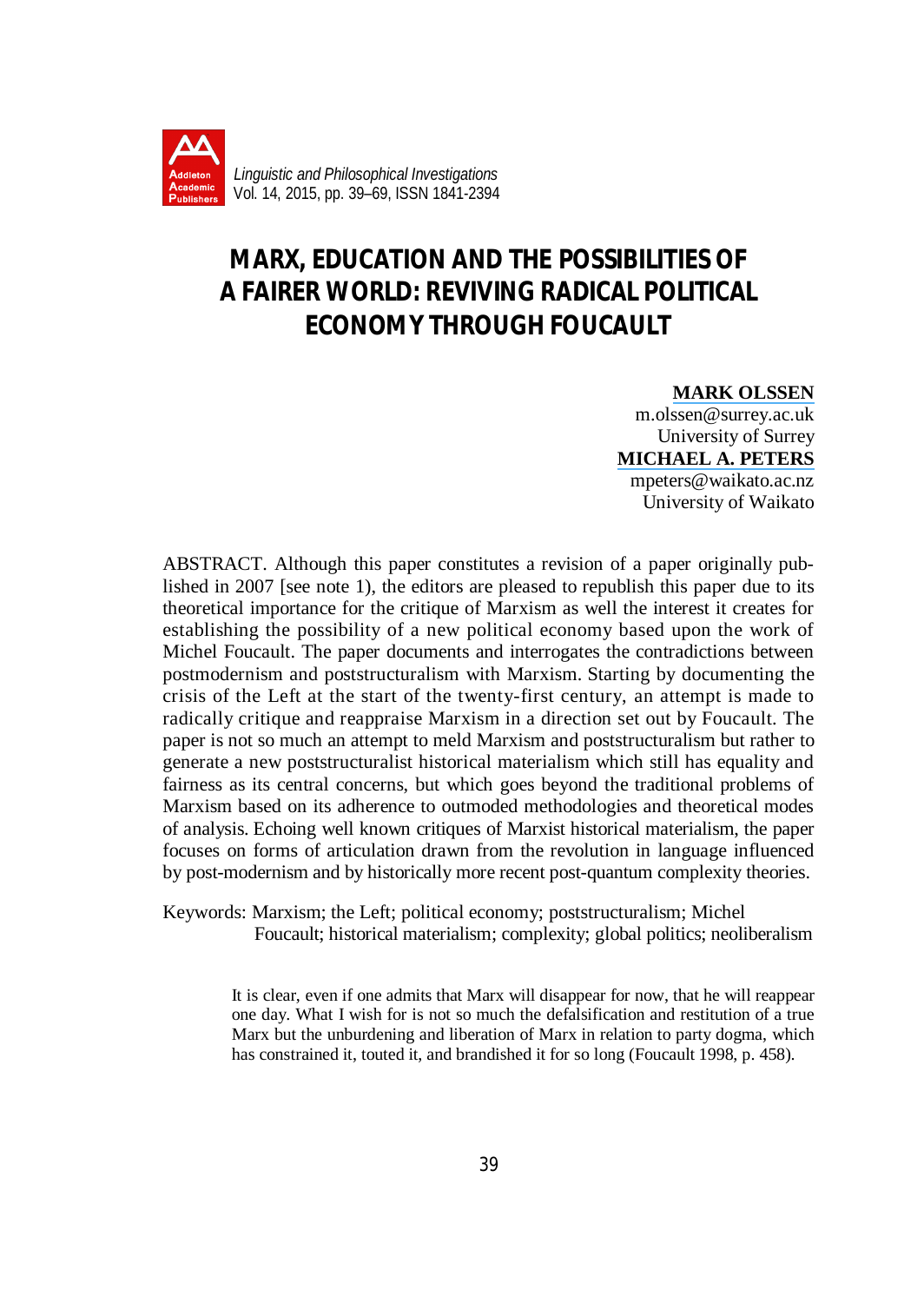# MARX, EDUCATION AND THE POSSIBILITIES OF A FAIRER WORLD: REVIVING RADICAL POLITICAL ECONOMY THROUGH FOUCAULT

**MARK OLSSEN**
m.olssen@surrey.ac.uk
University of Surrey

**MICHAEL A. PETERS**
mpeters@waikato.ac.nz
University of Waikato

ABSTRACT. Although this paper constitutes a revision of a paper originally published in 2007 [see note 1], the editors are pleased to republish this paper due to its theoretical importance for the critique of Marxism as well the interest it creates for establishing the possibility of a new political economy based upon the work of Michel Foucault. The paper documents and interrogates the contradictions between postmodernism and poststructuralism with Marxism. Starting by documenting the crisis of the Left at the start of the twenty-first century, an attempt is made to radically critique and reappraise Marxism in a direction set out by Foucault. The paper is not so much an attempt to meld Marxism and poststructuralism but rather to generate a new poststructuralist historical materialism which still has equality and fairness as its central concerns, but which goes beyond the traditional problems of Marxism based on its adherence to outmoded methodologies and theoretical modes of analysis. Echoing well known critiques of Marxist historical materialism, the paper focuses on forms of articulation drawn from the revolution in language influenced by post-modernism and by historically more recent post-quantum complexity theories.

Keywords: Marxism; the Left; political economy; poststructuralism; Michel Foucault; historical materialism; complexity; global politics; neoliberalism

> It is clear, even if one admits that Marx will disappear for now, that he will reappear one day. What I wish for is not so much the defalsification and restitution of a true Marx but the unburdening and liberation of Marx in relation to party dogma, which has constrained it, touted it, and brandished it for so long (Foucault 1998, p. 458).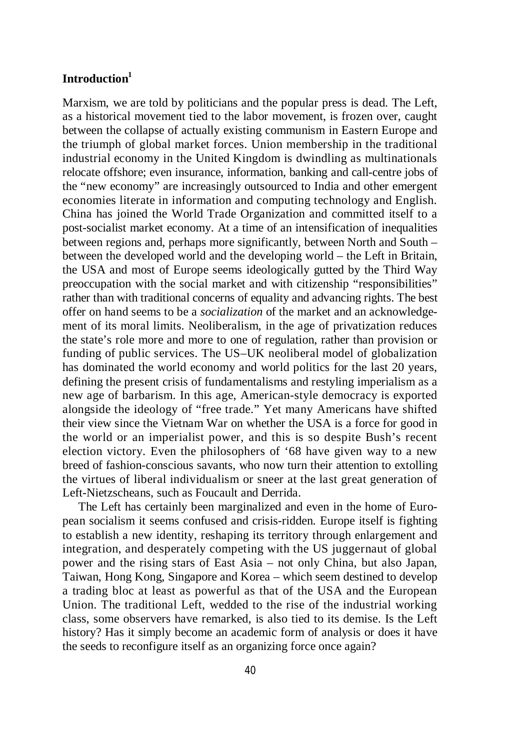## Introduction[1]

Marxism, we are told by politicians and the popular press is dead. The Left, as a historical movement tied to the labor movement, is frozen over, caught between the collapse of actually existing communism in Eastern Europe and the triumph of global market forces. Union membership in the traditional industrial economy in the United Kingdom is dwindling as multinationals relocate offshore; even insurance, information, banking and call-centre jobs of the "new economy" are increasingly outsourced to India and other emergent economies literate in information and computing technology and English. China has joined the World Trade Organization and committed itself to a post-socialist market economy. At a time of an intensification of inequalities between regions and, perhaps more significantly, between North and South – between the developed world and the developing world – the Left in Britain, the USA and most of Europe seems ideologically gutted by the Third Way preoccupation with the social market and with citizenship "responsibilities" rather than with traditional concerns of equality and advancing rights. The best offer on hand seems to be a *socialization* of the market and an acknowledgement of its moral limits. Neoliberalism, in the age of privatization reduces the state's role more and more to one of regulation, rather than provision or funding of public services. The US–UK neoliberal model of globalization has dominated the world economy and world politics for the last 20 years, defining the present crisis of fundamentalisms and restyling imperialism as a new age of barbarism. In this age, American-style democracy is exported alongside the ideology of "free trade." Yet many Americans have shifted their view since the Vietnam War on whether the USA is a force for good in the world or an imperialist power, and this is so despite Bush's recent election victory. Even the philosophers of '68 have given way to a new breed of fashion-conscious savants, who now turn their attention to extolling the virtues of liberal individualism or sneer at the last great generation of Left-Nietzscheans, such as Foucault and Derrida.

The Left has certainly been marginalized and even in the home of European socialism it seems confused and crisis-ridden. Europe itself is fighting to establish a new identity, reshaping its territory through enlargement and integration, and desperately competing with the US juggernaut of global power and the rising stars of East Asia – not only China, but also Japan, Taiwan, Hong Kong, Singapore and Korea – which seem destined to develop a trading bloc at least as powerful as that of the USA and the European Union. The traditional Left, wedded to the rise of the industrial working class, some observers have remarked, is also tied to its demise. Is the Left history? Has it simply become an academic form of analysis or does it have the seeds to reconfigure itself as an organizing force once again?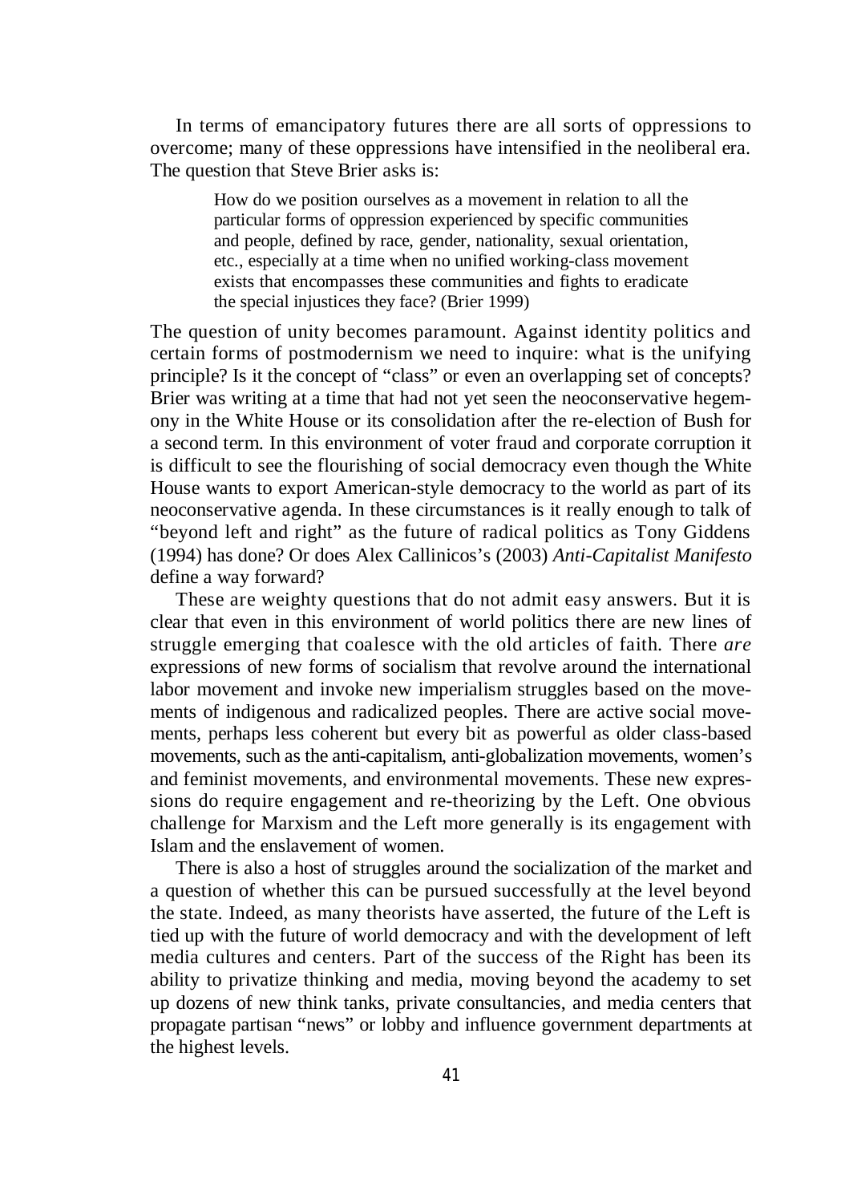In terms of emancipatory futures there are all sorts of oppressions to overcome; many of these oppressions have intensified in the neoliberal era. The question that Steve Brier asks is:

> How do we position ourselves as a movement in relation to all the particular forms of oppression experienced by specific communities and people, defined by race, gender, nationality, sexual orientation, etc., especially at a time when no unified working-class movement exists that encompasses these communities and fights to eradicate the special injustices they face? (Brier 1999)

The question of unity becomes paramount. Against identity politics and certain forms of postmodernism we need to inquire: what is the unifying principle? Is it the concept of "class" or even an overlapping set of concepts? Brier was writing at a time that had not yet seen the neoconservative hegemony in the White House or its consolidation after the re-election of Bush for a second term. In this environment of voter fraud and corporate corruption it is difficult to see the flourishing of social democracy even though the White House wants to export American-style democracy to the world as part of its neoconservative agenda. In these circumstances is it really enough to talk of "beyond left and right" as the future of radical politics as Tony Giddens (1994) has done? Or does Alex Callinicos's (2003) *Anti-Capitalist Manifesto* define a way forward?

These are weighty questions that do not admit easy answers. But it is clear that even in this environment of world politics there are new lines of struggle emerging that coalesce with the old articles of faith. There *are* expressions of new forms of socialism that revolve around the international labor movement and invoke new imperialism struggles based on the movements of indigenous and radicalized peoples. There are active social movements, perhaps less coherent but every bit as powerful as older class-based movements, such as the anti-capitalism, anti-globalization movements, women's and feminist movements, and environmental movements. These new expressions do require engagement and re-theorizing by the Left. One obvious challenge for Marxism and the Left more generally is its engagement with Islam and the enslavement of women.

There is also a host of struggles around the socialization of the market and a question of whether this can be pursued successfully at the level beyond the state. Indeed, as many theorists have asserted, the future of the Left is tied up with the future of world democracy and with the development of left media cultures and centers. Part of the success of the Right has been its ability to privatize thinking and media, moving beyond the academy to set up dozens of new think tanks, private consultancies, and media centers that propagate partisan "news" or lobby and influence government departments at the highest levels.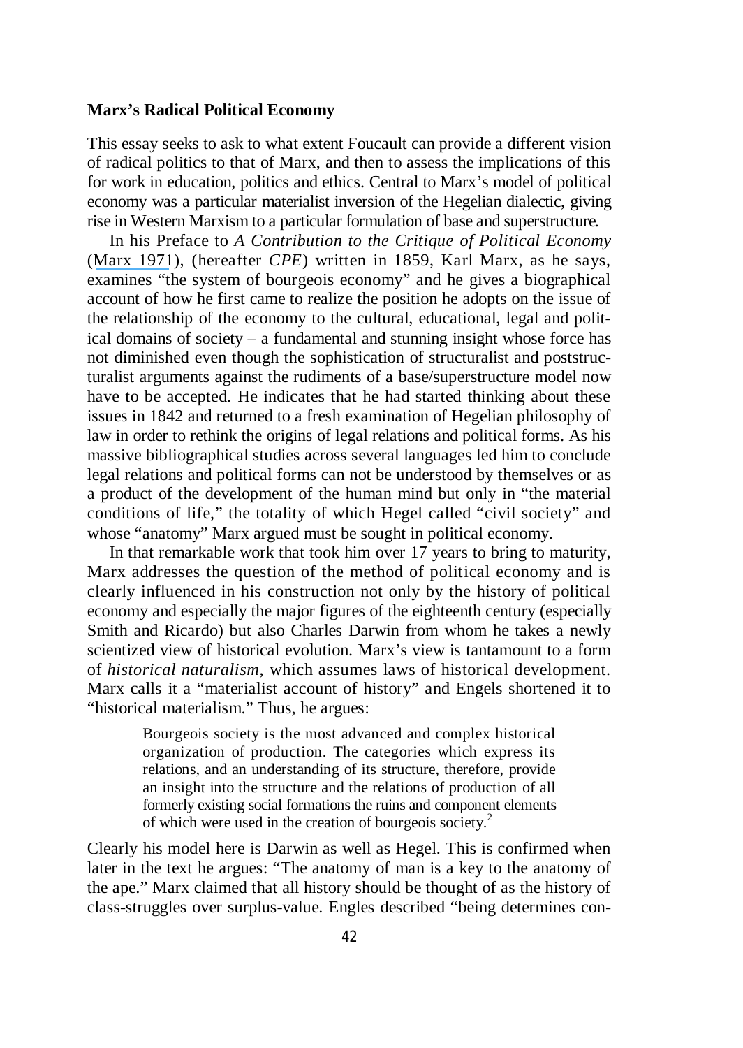### Marx's Radical Political Economy

This essay seeks to ask to what extent Foucault can provide a different vision of radical politics to that of Marx, and then to assess the implications of this for work in education, politics and ethics. Central to Marx's model of political economy was a particular materialist inversion of the Hegelian dialectic, giving rise in Western Marxism to a particular formulation of base and superstructure.

In his Preface to *A Contribution to the Critique of Political Economy* (Marx 1971), (hereafter *CPE*) written in 1859, Karl Marx, as he says, examines "the system of bourgeois economy" and he gives a biographical account of how he first came to realize the position he adopts on the issue of the relationship of the economy to the cultural, educational, legal and political domains of society – a fundamental and stunning insight whose force has not diminished even though the sophistication of structuralist and poststructuralist arguments against the rudiments of a base/superstructure model now have to be accepted. He indicates that he had started thinking about these issues in 1842 and returned to a fresh examination of Hegelian philosophy of law in order to rethink the origins of legal relations and political forms. As his massive bibliographical studies across several languages led him to conclude legal relations and political forms can not be understood by themselves or as a product of the development of the human mind but only in "the material conditions of life," the totality of which Hegel called "civil society" and whose "anatomy" Marx argued must be sought in political economy.

In that remarkable work that took him over 17 years to bring to maturity, Marx addresses the question of the method of political economy and is clearly influenced in his construction not only by the history of political economy and especially the major figures of the eighteenth century (especially Smith and Ricardo) but also Charles Darwin from whom he takes a newly scientized view of historical evolution. Marx's view is tantamount to a form of *historical naturalism*, which assumes laws of historical development. Marx calls it a "materialist account of history" and Engels shortened it to "historical materialism." Thus, he argues:

> Bourgeois society is the most advanced and complex historical organization of production. The categories which express its relations, and an understanding of its structure, therefore, provide an insight into the structure and the relations of production of all formerly existing social formations the ruins and component elements of which were used in the creation of bourgeois society.[2]

Clearly his model here is Darwin as well as Hegel. This is confirmed when later in the text he argues: "The anatomy of man is a key to the anatomy of the ape." Marx claimed that all history should be thought of as the history of class-struggles over surplus-value. Engles described "being determines con-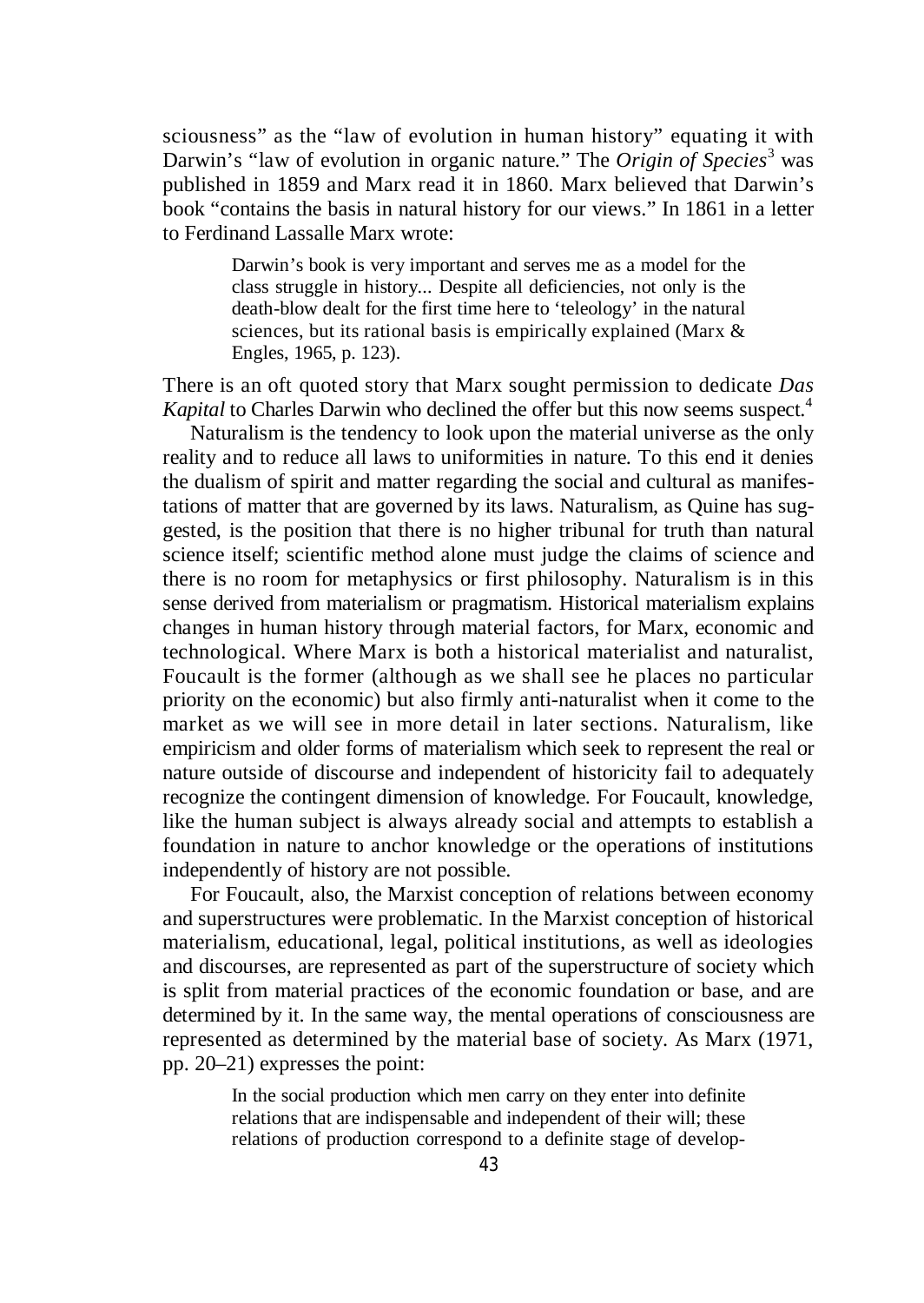sciousness" as the "law of evolution in human history" equating it with Darwin's "law of evolution in organic nature." The *Origin of Species*[3] was published in 1859 and Marx read it in 1860. Marx believed that Darwin's book "contains the basis in natural history for our views." In 1861 in a letter to Ferdinand Lassalle Marx wrote:

> Darwin's book is very important and serves me as a model for the class struggle in history... Despite all deficiencies, not only is the death-blow dealt for the first time here to 'teleology' in the natural sciences, but its rational basis is empirically explained (Marx & Engles, 1965, p. 123).

There is an oft quoted story that Marx sought permission to dedicate *Das Kapital* to Charles Darwin who declined the offer but this now seems suspect.[4]

Naturalism is the tendency to look upon the material universe as the only reality and to reduce all laws to uniformities in nature. To this end it denies the dualism of spirit and matter regarding the social and cultural as manifestations of matter that are governed by its laws. Naturalism, as Quine has suggested, is the position that there is no higher tribunal for truth than natural science itself; scientific method alone must judge the claims of science and there is no room for metaphysics or first philosophy. Naturalism is in this sense derived from materialism or pragmatism. Historical materialism explains changes in human history through material factors, for Marx, economic and technological. Where Marx is both a historical materialist and naturalist, Foucault is the former (although as we shall see he places no particular priority on the economic) but also firmly anti-naturalist when it come to the market as we will see in more detail in later sections. Naturalism, like empiricism and older forms of materialism which seek to represent the real or nature outside of discourse and independent of historicity fail to adequately recognize the contingent dimension of knowledge. For Foucault, knowledge, like the human subject is always already social and attempts to establish a foundation in nature to anchor knowledge or the operations of institutions independently of history are not possible.

For Foucault, also, the Marxist conception of relations between economy and superstructures were problematic. In the Marxist conception of historical materialism, educational, legal, political institutions, as well as ideologies and discourses, are represented as part of the superstructure of society which is split from material practices of the economic foundation or base, and are determined by it. In the same way, the mental operations of consciousness are represented as determined by the material base of society. As Marx (1971, pp. 20–21) expresses the point:

> In the social production which men carry on they enter into definite relations that are indispensable and independent of their will; these relations of production correspond to a definite stage of develop-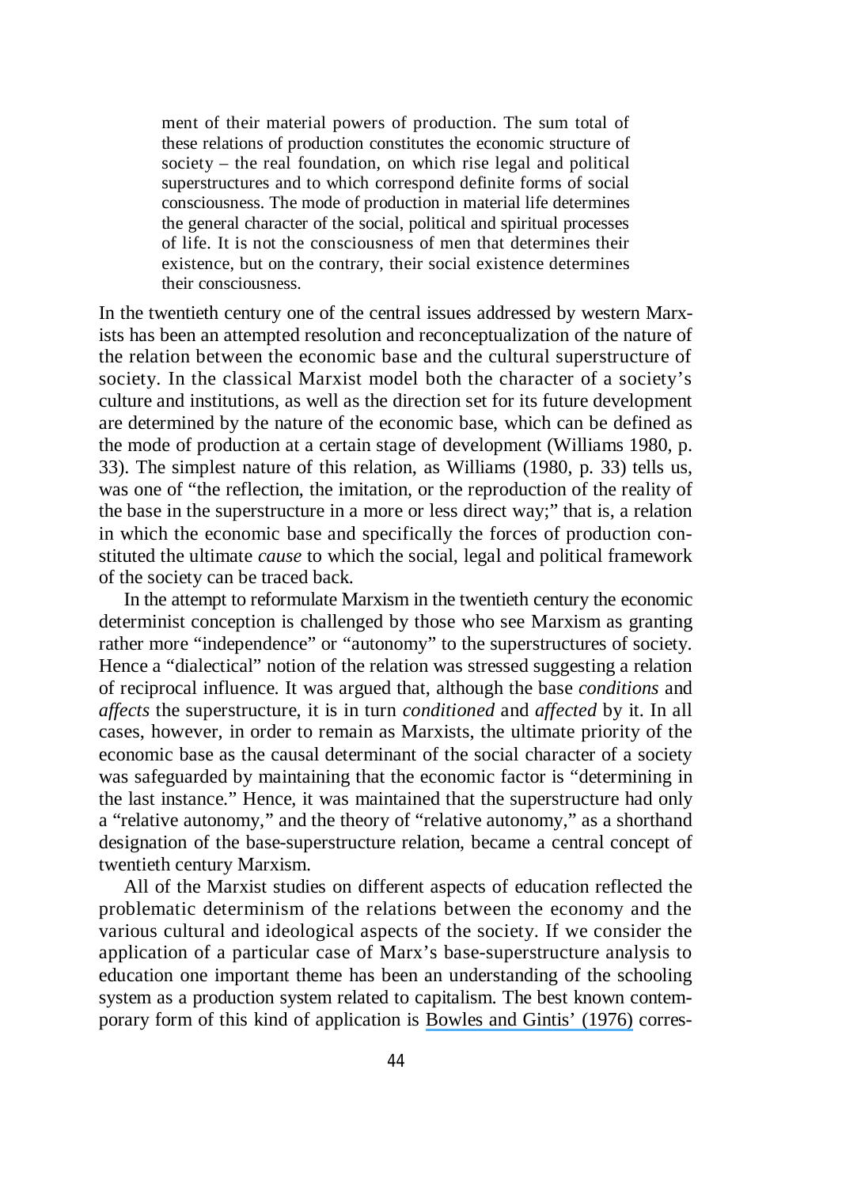> ment of their material powers of production. The sum total of these relations of production constitutes the economic structure of society – the real foundation, on which rise legal and political superstructures and to which correspond definite forms of social consciousness. The mode of production in material life determines the general character of the social, political and spiritual processes of life. It is not the consciousness of men that determines their existence, but on the contrary, their social existence determines their consciousness.

In the twentieth century one of the central issues addressed by western Marxists has been an attempted resolution and reconceptualization of the nature of the relation between the economic base and the cultural superstructure of society. In the classical Marxist model both the character of a society's culture and institutions, as well as the direction set for its future development are determined by the nature of the economic base, which can be defined as the mode of production at a certain stage of development (Williams 1980, p. 33). The simplest nature of this relation, as Williams (1980, p. 33) tells us, was one of "the reflection, the imitation, or the reproduction of the reality of the base in the superstructure in a more or less direct way;" that is, a relation in which the economic base and specifically the forces of production constituted the ultimate *cause* to which the social, legal and political framework of the society can be traced back.

In the attempt to reformulate Marxism in the twentieth century the economic determinist conception is challenged by those who see Marxism as granting rather more "independence" or "autonomy" to the superstructures of society. Hence a "dialectical" notion of the relation was stressed suggesting a relation of reciprocal influence. It was argued that, although the base *conditions* and *affects* the superstructure, it is in turn *conditioned* and *affected* by it. In all cases, however, in order to remain as Marxists, the ultimate priority of the economic base as the causal determinant of the social character of a society was safeguarded by maintaining that the economic factor is "determining in the last instance." Hence, it was maintained that the superstructure had only a "relative autonomy," and the theory of "relative autonomy," as a shorthand designation of the base-superstructure relation, became a central concept of twentieth century Marxism.

All of the Marxist studies on different aspects of education reflected the problematic determinism of the relations between the economy and the various cultural and ideological aspects of the society. If we consider the application of a particular case of Marx's base-superstructure analysis to education one important theme has been an understanding of the schooling system as a production system related to capitalism. The best known contemporary form of this kind of application is Bowles and Gintis' (1976) corres-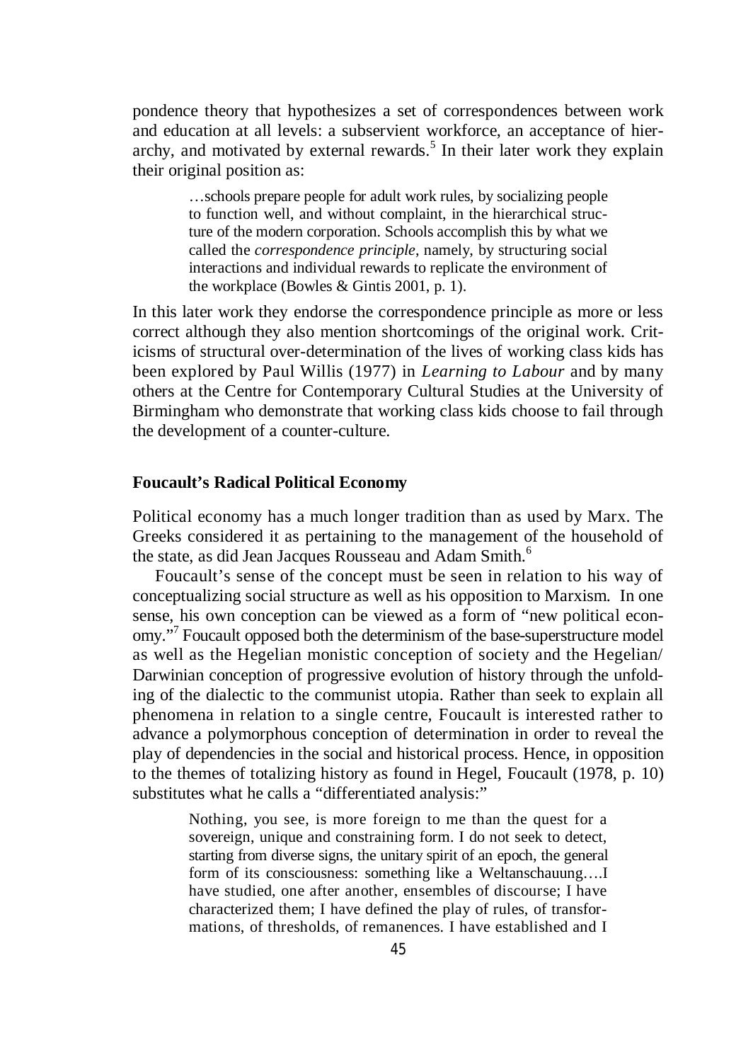pondence theory that hypothesizes a set of correspondences between work and education at all levels: a subservient workforce, an acceptance of hierarchy, and motivated by external rewards.[5] In their later work they explain their original position as:

> …schools prepare people for adult work rules, by socializing people to function well, and without complaint, in the hierarchical structure of the modern corporation. Schools accomplish this by what we called the *correspondence principle*, namely, by structuring social interactions and individual rewards to replicate the environment of the workplace (Bowles & Gintis 2001, p. 1).

In this later work they endorse the correspondence principle as more or less correct although they also mention shortcomings of the original work. Criticisms of structural over-determination of the lives of working class kids has been explored by Paul Willis (1977) in *Learning to Labour* and by many others at the Centre for Contemporary Cultural Studies at the University of Birmingham who demonstrate that working class kids choose to fail through the development of a counter-culture.

**Foucault's Radical Political Economy**

Political economy has a much longer tradition than as used by Marx. The Greeks considered it as pertaining to the management of the household of the state, as did Jean Jacques Rousseau and Adam Smith.[6]

Foucault's sense of the concept must be seen in relation to his way of conceptualizing social structure as well as his opposition to Marxism. In one sense, his own conception can be viewed as a form of "new political economy."[7] Foucault opposed both the determinism of the base-superstructure model as well as the Hegelian monistic conception of society and the Hegelian/Darwinian conception of progressive evolution of history through the unfolding of the dialectic to the communist utopia. Rather than seek to explain all phenomena in relation to a single centre, Foucault is interested rather to advance a polymorphous conception of determination in order to reveal the play of dependencies in the social and historical process. Hence, in opposition to the themes of totalizing history as found in Hegel, Foucault (1978, p. 10) substitutes what he calls a "differentiated analysis:"

> Nothing, you see, is more foreign to me than the quest for a sovereign, unique and constraining form. I do not seek to detect, starting from diverse signs, the unitary spirit of an epoch, the general form of its consciousness: something like a Weltanschauung….I have studied, one after another, ensembles of discourse; I have characterized them; I have defined the play of rules, of transformations, of thresholds, of remanences. I have established and I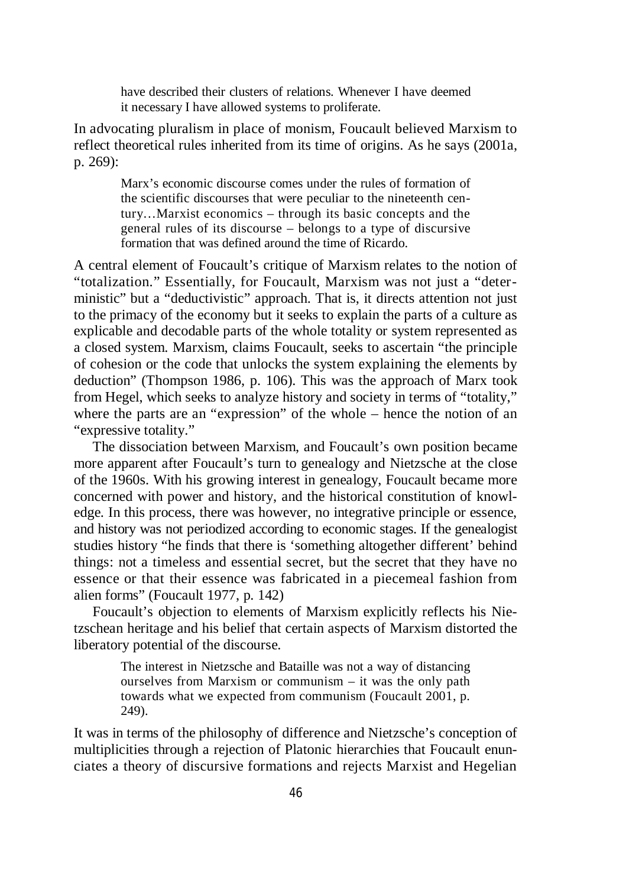> have described their clusters of relations. Whenever I have deemed it necessary I have allowed systems to proliferate.

In advocating pluralism in place of monism, Foucault believed Marxism to reflect theoretical rules inherited from its time of origins. As he says (2001a, p. 269):

> Marx's economic discourse comes under the rules of formation of the scientific discourses that were peculiar to the nineteenth century…Marxist economics – through its basic concepts and the general rules of its discourse – belongs to a type of discursive formation that was defined around the time of Ricardo.

A central element of Foucault's critique of Marxism relates to the notion of "totalization." Essentially, for Foucault, Marxism was not just a "deterministic" but a "deductivistic" approach. That is, it directs attention not just to the primacy of the economy but it seeks to explain the parts of a culture as explicable and decodable parts of the whole totality or system represented as a closed system. Marxism, claims Foucault, seeks to ascertain "the principle of cohesion or the code that unlocks the system explaining the elements by deduction" (Thompson 1986, p. 106). This was the approach of Marx took from Hegel, which seeks to analyze history and society in terms of "totality," where the parts are an "expression" of the whole – hence the notion of an "expressive totality."

The dissociation between Marxism, and Foucault's own position became more apparent after Foucault's turn to genealogy and Nietzsche at the close of the 1960s. With his growing interest in genealogy, Foucault became more concerned with power and history, and the historical constitution of knowledge. In this process, there was however, no integrative principle or essence, and history was not periodized according to economic stages. If the genealogist studies history "he finds that there is 'something altogether different' behind things: not a timeless and essential secret, but the secret that they have no essence or that their essence was fabricated in a piecemeal fashion from alien forms" (Foucault 1977, p. 142)

Foucault's objection to elements of Marxism explicitly reflects his Nietzschean heritage and his belief that certain aspects of Marxism distorted the liberatory potential of the discourse.

> The interest in Nietzsche and Bataille was not a way of distancing ourselves from Marxism or communism – it was the only path towards what we expected from communism (Foucault 2001, p. 249).

It was in terms of the philosophy of difference and Nietzsche's conception of multiplicities through a rejection of Platonic hierarchies that Foucault enunciates a theory of discursive formations and rejects Marxist and Hegelian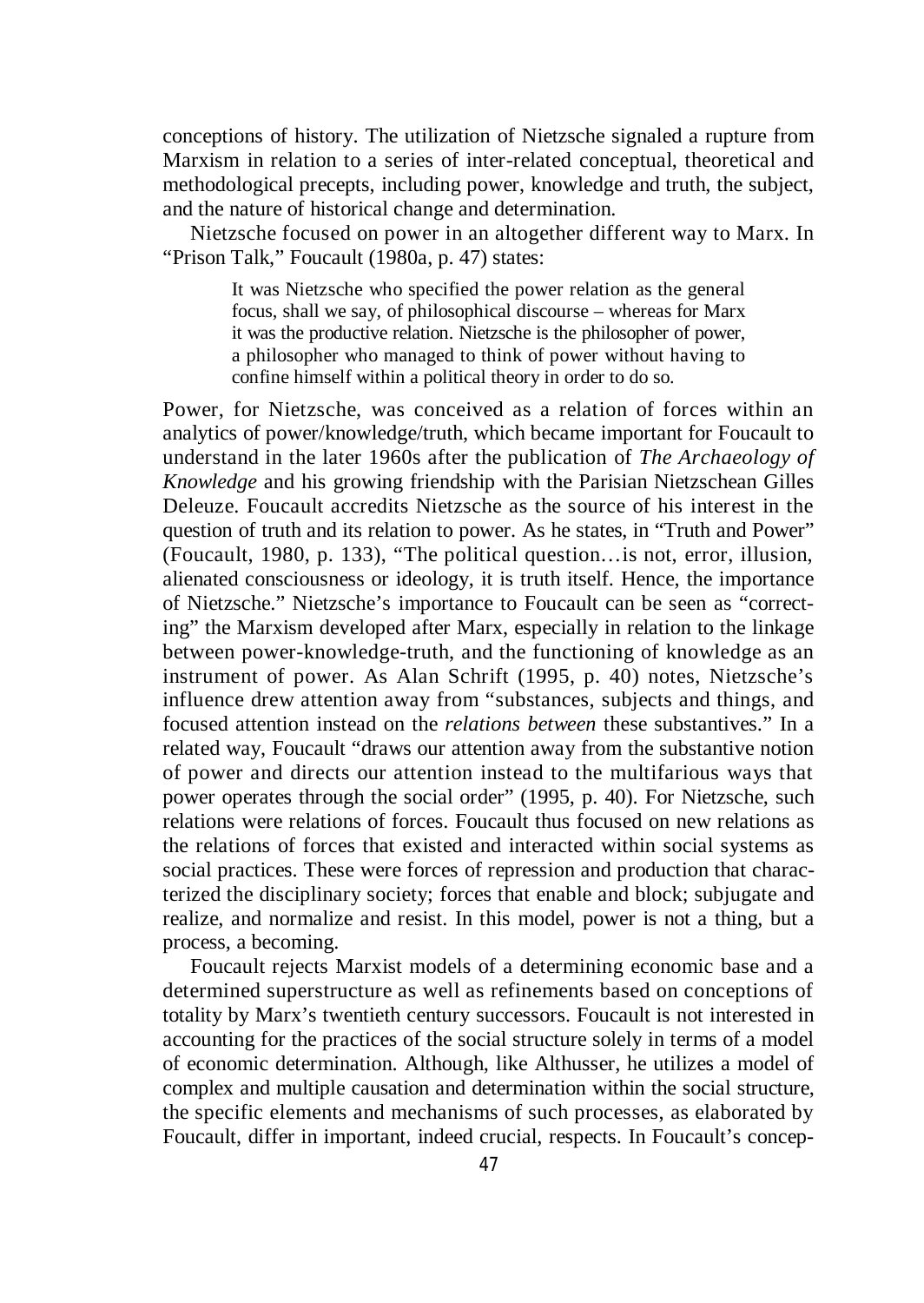conceptions of history. The utilization of Nietzsche signaled a rupture from Marxism in relation to a series of inter-related conceptual, theoretical and methodological precepts, including power, knowledge and truth, the subject, and the nature of historical change and determination.

Nietzsche focused on power in an altogether different way to Marx. In "Prison Talk," Foucault (1980a, p. 47) states:

> It was Nietzsche who specified the power relation as the general focus, shall we say, of philosophical discourse – whereas for Marx it was the productive relation. Nietzsche is the philosopher of power, a philosopher who managed to think of power without having to confine himself within a political theory in order to do so.

Power, for Nietzsche, was conceived as a relation of forces within an analytics of power/knowledge/truth, which became important for Foucault to understand in the later 1960s after the publication of *The Archaeology of Knowledge* and his growing friendship with the Parisian Nietzschean Gilles Deleuze. Foucault accredits Nietzsche as the source of his interest in the question of truth and its relation to power. As he states, in "Truth and Power" (Foucault, 1980, p. 133), "The political question…is not, error, illusion, alienated consciousness or ideology, it is truth itself. Hence, the importance of Nietzsche." Nietzsche's importance to Foucault can be seen as "correcting" the Marxism developed after Marx, especially in relation to the linkage between power-knowledge-truth, and the functioning of knowledge as an instrument of power. As Alan Schrift (1995, p. 40) notes, Nietzsche's influence drew attention away from "substances, subjects and things, and focused attention instead on the *relations between* these substantives." In a related way, Foucault "draws our attention away from the substantive notion of power and directs our attention instead to the multifarious ways that power operates through the social order" (1995, p. 40). For Nietzsche, such relations were relations of forces. Foucault thus focused on new relations as the relations of forces that existed and interacted within social systems as social practices. These were forces of repression and production that characterized the disciplinary society; forces that enable and block; subjugate and realize, and normalize and resist. In this model, power is not a thing, but a process, a becoming.

Foucault rejects Marxist models of a determining economic base and a determined superstructure as well as refinements based on conceptions of totality by Marx's twentieth century successors. Foucault is not interested in accounting for the practices of the social structure solely in terms of a model of economic determination. Although, like Althusser, he utilizes a model of complex and multiple causation and determination within the social structure, the specific elements and mechanisms of such processes, as elaborated by Foucault, differ in important, indeed crucial, respects. In Foucault's concep-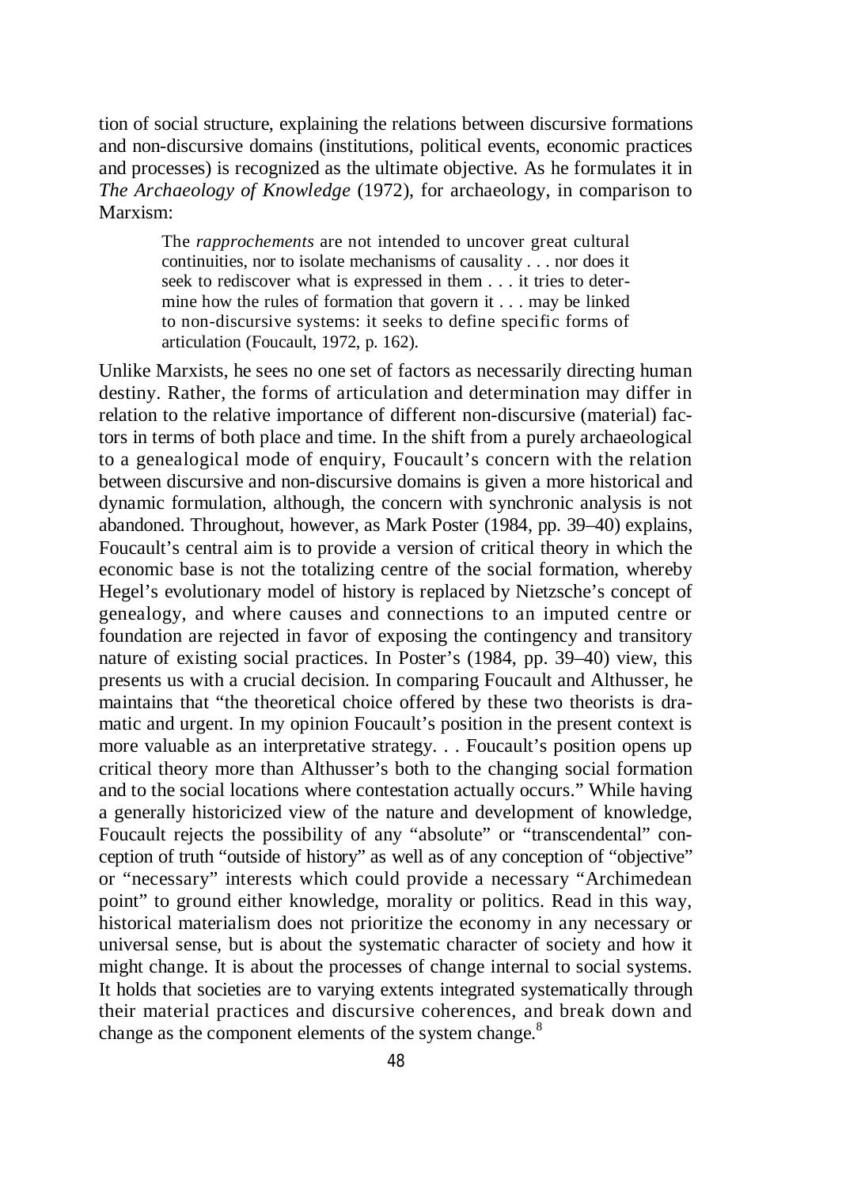tion of social structure, explaining the relations between discursive formations and non-discursive domains (institutions, political events, economic practices and processes) is recognized as the ultimate objective. As he formulates it in *The Archaeology of Knowledge* (1972), for archaeology, in comparison to Marxism:

> The *rapprochements* are not intended to uncover great cultural continuities, nor to isolate mechanisms of causality . . . nor does it seek to rediscover what is expressed in them . . . it tries to determine how the rules of formation that govern it . . . may be linked to non-discursive systems: it seeks to define specific forms of articulation (Foucault, 1972, p. 162).

Unlike Marxists, he sees no one set of factors as necessarily directing human destiny. Rather, the forms of articulation and determination may differ in relation to the relative importance of different non-discursive (material) factors in terms of both place and time. In the shift from a purely archaeological to a genealogical mode of enquiry, Foucault's concern with the relation between discursive and non-discursive domains is given a more historical and dynamic formulation, although, the concern with synchronic analysis is not abandoned. Throughout, however, as Mark Poster (1984, pp. 39–40) explains, Foucault's central aim is to provide a version of critical theory in which the economic base is not the totalizing centre of the social formation, whereby Hegel's evolutionary model of history is replaced by Nietzsche's concept of genealogy, and where causes and connections to an imputed centre or foundation are rejected in favor of exposing the contingency and transitory nature of existing social practices. In Poster's (1984, pp. 39–40) view, this presents us with a crucial decision. In comparing Foucault and Althusser, he maintains that "the theoretical choice offered by these two theorists is dramatic and urgent. In my opinion Foucault's position in the present context is more valuable as an interpretative strategy. . . Foucault's position opens up critical theory more than Althusser's both to the changing social formation and to the social locations where contestation actually occurs." While having a generally historicized view of the nature and development of knowledge, Foucault rejects the possibility of any "absolute" or "transcendental" conception of truth "outside of history" as well as of any conception of "objective" or "necessary" interests which could provide a necessary "Archimedean point" to ground either knowledge, morality or politics. Read in this way, historical materialism does not prioritize the economy in any necessary or universal sense, but is about the systematic character of society and how it might change. It is about the processes of change internal to social systems. It holds that societies are to varying extents integrated systematically through their material practices and discursive coherences, and break down and change as the component elements of the system change.[8]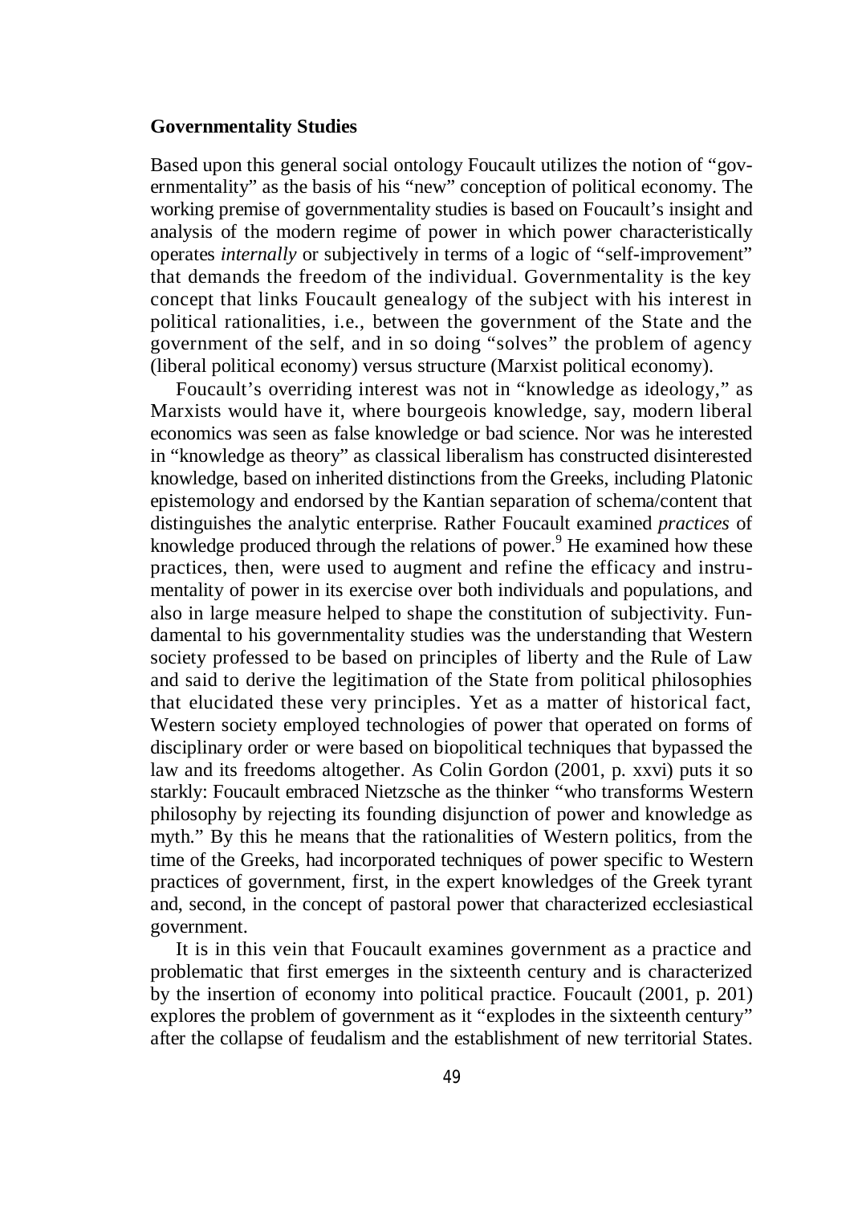## Governmentality Studies

Based upon this general social ontology Foucault utilizes the notion of "governmentality" as the basis of his "new" conception of political economy. The working premise of governmentality studies is based on Foucault's insight and analysis of the modern regime of power in which power characteristically operates *internally* or subjectively in terms of a logic of "self-improvement" that demands the freedom of the individual. Governmentality is the key concept that links Foucault genealogy of the subject with his interest in political rationalities, i.e., between the government of the State and the government of the self, and in so doing "solves" the problem of agency (liberal political economy) versus structure (Marxist political economy).

Foucault's overriding interest was not in "knowledge as ideology," as Marxists would have it, where bourgeois knowledge, say, modern liberal economics was seen as false knowledge or bad science. Nor was he interested in "knowledge as theory" as classical liberalism has constructed disinterested knowledge, based on inherited distinctions from the Greeks, including Platonic epistemology and endorsed by the Kantian separation of schema/content that distinguishes the analytic enterprise. Rather Foucault examined *practices* of knowledge produced through the relations of power.[9] He examined how these practices, then, were used to augment and refine the efficacy and instrumentality of power in its exercise over both individuals and populations, and also in large measure helped to shape the constitution of subjectivity. Fundamental to his governmentality studies was the understanding that Western society professed to be based on principles of liberty and the Rule of Law and said to derive the legitimation of the State from political philosophies that elucidated these very principles. Yet as a matter of historical fact, Western society employed technologies of power that operated on forms of disciplinary order or were based on biopolitical techniques that bypassed the law and its freedoms altogether. As Colin Gordon (2001, p. xxvi) puts it so starkly: Foucault embraced Nietzsche as the thinker "who transforms Western philosophy by rejecting its founding disjunction of power and knowledge as myth." By this he means that the rationalities of Western politics, from the time of the Greeks, had incorporated techniques of power specific to Western practices of government, first, in the expert knowledges of the Greek tyrant and, second, in the concept of pastoral power that characterized ecclesiastical government.

It is in this vein that Foucault examines government as a practice and problematic that first emerges in the sixteenth century and is characterized by the insertion of economy into political practice. Foucault (2001, p. 201) explores the problem of government as it "explodes in the sixteenth century" after the collapse of feudalism and the establishment of new territorial States.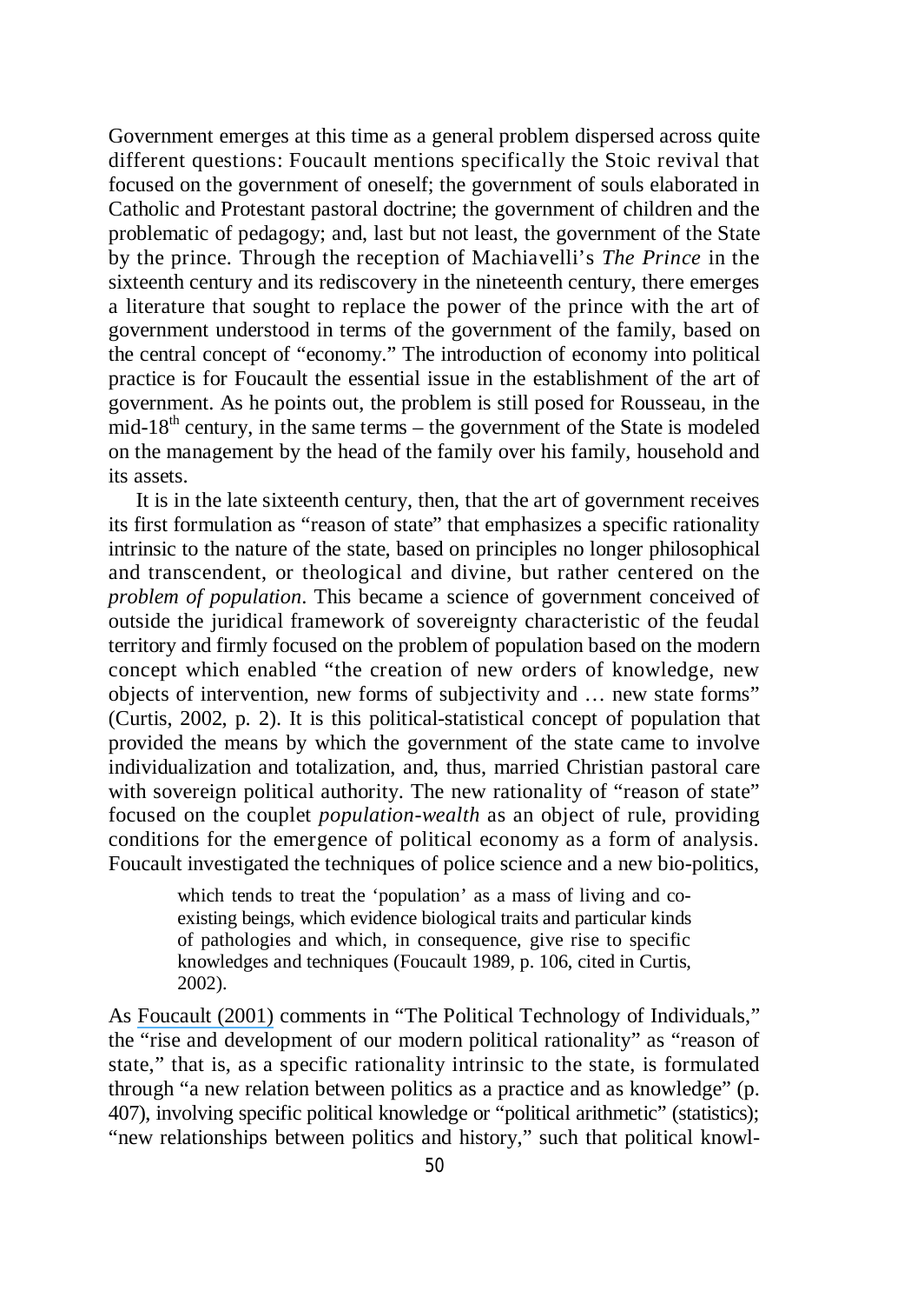Government emerges at this time as a general problem dispersed across quite different questions: Foucault mentions specifically the Stoic revival that focused on the government of oneself; the government of souls elaborated in Catholic and Protestant pastoral doctrine; the government of children and the problematic of pedagogy; and, last but not least, the government of the State by the prince. Through the reception of Machiavelli's *The Prince* in the sixteenth century and its rediscovery in the nineteenth century, there emerges a literature that sought to replace the power of the prince with the art of government understood in terms of the government of the family, based on the central concept of "economy." The introduction of economy into political practice is for Foucault the essential issue in the establishment of the art of government. As he points out, the problem is still posed for Rousseau, in the mid-18th century, in the same terms – the government of the State is modeled on the management by the head of the family over his family, household and its assets.

It is in the late sixteenth century, then, that the art of government receives its first formulation as "reason of state" that emphasizes a specific rationality intrinsic to the nature of the state, based on principles no longer philosophical and transcendent, or theological and divine, but rather centered on the *problem of population*. This became a science of government conceived of outside the juridical framework of sovereignty characteristic of the feudal territory and firmly focused on the problem of population based on the modern concept which enabled "the creation of new orders of knowledge, new objects of intervention, new forms of subjectivity and … new state forms" (Curtis, 2002, p. 2). It is this political-statistical concept of population that provided the means by which the government of the state came to involve individualization and totalization, and, thus, married Christian pastoral care with sovereign political authority. The new rationality of "reason of state" focused on the couplet *population-wealth* as an object of rule, providing conditions for the emergence of political economy as a form of analysis. Foucault investigated the techniques of police science and a new bio-politics,

> which tends to treat the 'population' as a mass of living and co-existing beings, which evidence biological traits and particular kinds of pathologies and which, in consequence, give rise to specific knowledges and techniques (Foucault 1989, p. 106, cited in Curtis, 2002).

As Foucault (2001) comments in "The Political Technology of Individuals," the "rise and development of our modern political rationality" as "reason of state," that is, as a specific rationality intrinsic to the state, is formulated through "a new relation between politics as a practice and as knowledge" (p. 407), involving specific political knowledge or "political arithmetic" (statistics); "new relationships between politics and history," such that political knowl-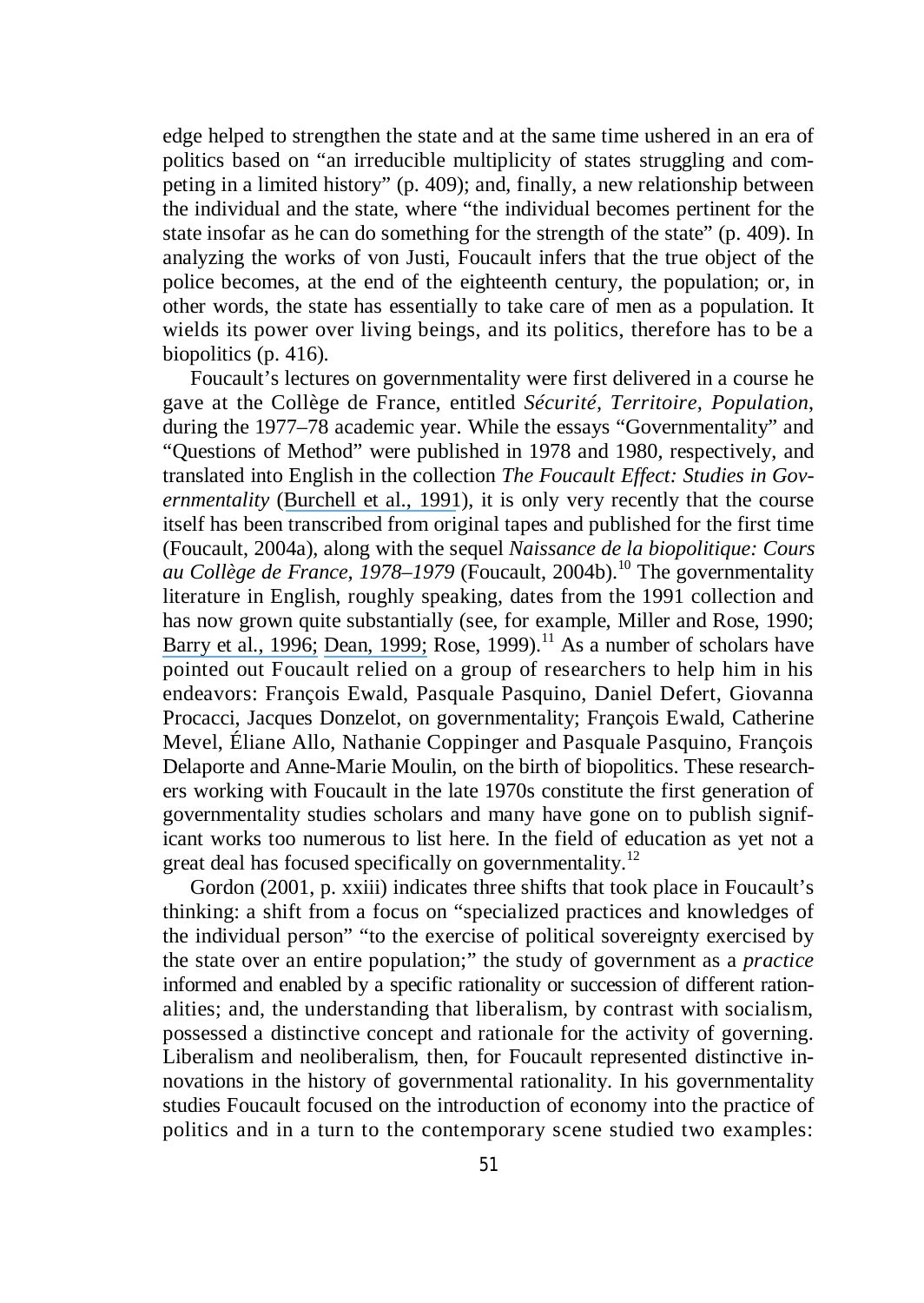edge helped to strengthen the state and at the same time ushered in an era of politics based on "an irreducible multiplicity of states struggling and competing in a limited history" (p. 409); and, finally, a new relationship between the individual and the state, where "the individual becomes pertinent for the state insofar as he can do something for the strength of the state" (p. 409). In analyzing the works of von Justi, Foucault infers that the true object of the police becomes, at the end of the eighteenth century, the population; or, in other words, the state has essentially to take care of men as a population. It wields its power over living beings, and its politics, therefore has to be a biopolitics (p. 416).

Foucault's lectures on governmentality were first delivered in a course he gave at the Collège de France, entitled *Sécurité, Territoire, Population*, during the 1977–78 academic year. While the essays "Governmentality" and "Questions of Method" were published in 1978 and 1980, respectively, and translated into English in the collection *The Foucault Effect: Studies in Governmentality* (Burchell et al., 1991), it is only very recently that the course itself has been transcribed from original tapes and published for the first time (Foucault, 2004a), along with the sequel *Naissance de la biopolitique: Cours au Collège de France, 1978–1979* (Foucault, 2004b).[10] The governmentality literature in English, roughly speaking, dates from the 1991 collection and has now grown quite substantially (see, for example, Miller and Rose, 1990; Barry et al., 1996; Dean, 1999; Rose, 1999).[11] As a number of scholars have pointed out Foucault relied on a group of researchers to help him in his endeavors: François Ewald, Pasquale Pasquino, Daniel Defert, Giovanna Procacci, Jacques Donzelot, on governmentality; François Ewald, Catherine Mevel, Éliane Allo, Nathanie Coppinger and Pasquale Pasquino, François Delaporte and Anne-Marie Moulin, on the birth of biopolitics. These researchers working with Foucault in the late 1970s constitute the first generation of governmentality studies scholars and many have gone on to publish significant works too numerous to list here. In the field of education as yet not a great deal has focused specifically on governmentality.[12]

Gordon (2001, p. xxiii) indicates three shifts that took place in Foucault's thinking: a shift from a focus on "specialized practices and knowledges of the individual person" "to the exercise of political sovereignty exercised by the state over an entire population;" the study of government as a *practice* informed and enabled by a specific rationality or succession of different rationalities; and, the understanding that liberalism, by contrast with socialism, possessed a distinctive concept and rationale for the activity of governing. Liberalism and neoliberalism, then, for Foucault represented distinctive innovations in the history of governmental rationality. In his governmentality studies Foucault focused on the introduction of economy into the practice of politics and in a turn to the contemporary scene studied two examples: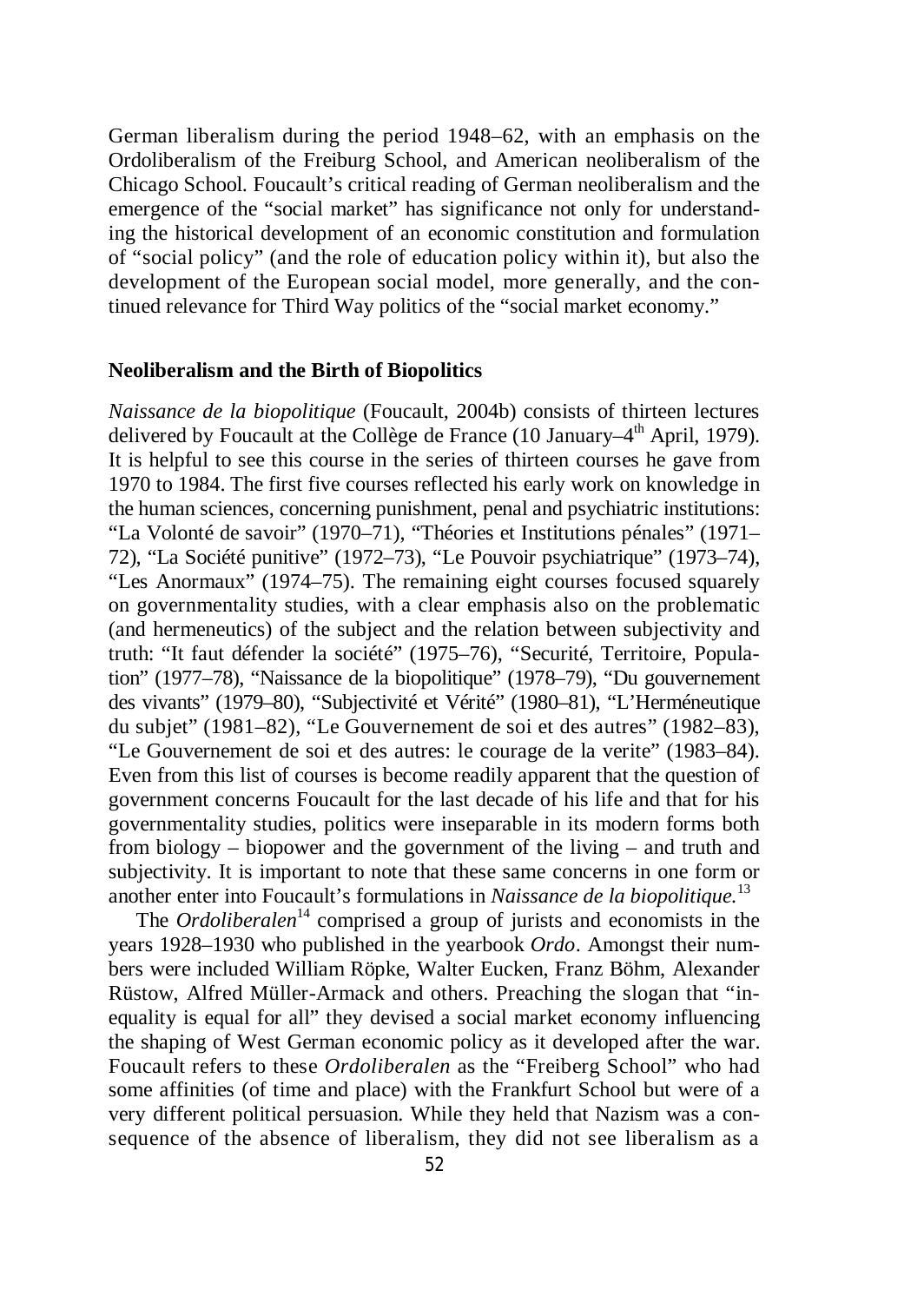German liberalism during the period 1948–62, with an emphasis on the Ordoliberalism of the Freiburg School, and American neoliberalism of the Chicago School. Foucault's critical reading of German neoliberalism and the emergence of the "social market" has significance not only for understanding the historical development of an economic constitution and formulation of "social policy" (and the role of education policy within it), but also the development of the European social model, more generally, and the continued relevance for Third Way politics of the "social market economy."

## Neoliberalism and the Birth of Biopolitics

*Naissance de la biopolitique* (Foucault, 2004b) consists of thirteen lectures delivered by Foucault at the Collège de France (10 January–4th April, 1979). It is helpful to see this course in the series of thirteen courses he gave from 1970 to 1984. The first five courses reflected his early work on knowledge in the human sciences, concerning punishment, penal and psychiatric institutions: "La Volonté de savoir" (1970–71), "Théories et Institutions pénales" (1971–72), "La Société punitive" (1972–73), "Le Pouvoir psychiatrique" (1973–74), "Les Anormaux" (1974–75). The remaining eight courses focused squarely on governmentality studies, with a clear emphasis also on the problematic (and hermeneutics) of the subject and the relation between subjectivity and truth: "It faut défender la société" (1975–76), "Securité, Territoire, Population" (1977–78), "Naissance de la biopolitique" (1978–79), "Du gouvernement des vivants" (1979–80), "Subjectivité et Vérité" (1980–81), "L'Herméneutique du subjet" (1981–82), "Le Gouvernement de soi et des autres" (1982–83), "Le Gouvernement de soi et des autres: le courage de la verite" (1983–84). Even from this list of courses is become readily apparent that the question of government concerns Foucault for the last decade of his life and that for his governmentality studies, politics were inseparable in its modern forms both from biology – biopower and the government of the living – and truth and subjectivity. It is important to note that these same concerns in one form or another enter into Foucault's formulations in *Naissance de la biopolitique.*[13]

The *Ordoliberalen*[14] comprised a group of jurists and economists in the years 1928–1930 who published in the yearbook *Ordo*. Amongst their numbers were included William Röpke, Walter Eucken, Franz Böhm, Alexander Rüstow, Alfred Müller-Armack and others. Preaching the slogan that "inequality is equal for all" they devised a social market economy influencing the shaping of West German economic policy as it developed after the war. Foucault refers to these *Ordoliberalen* as the "Freiberg School" who had some affinities (of time and place) with the Frankfurt School but were of a very different political persuasion. While they held that Nazism was a consequence of the absence of liberalism, they did not see liberalism as a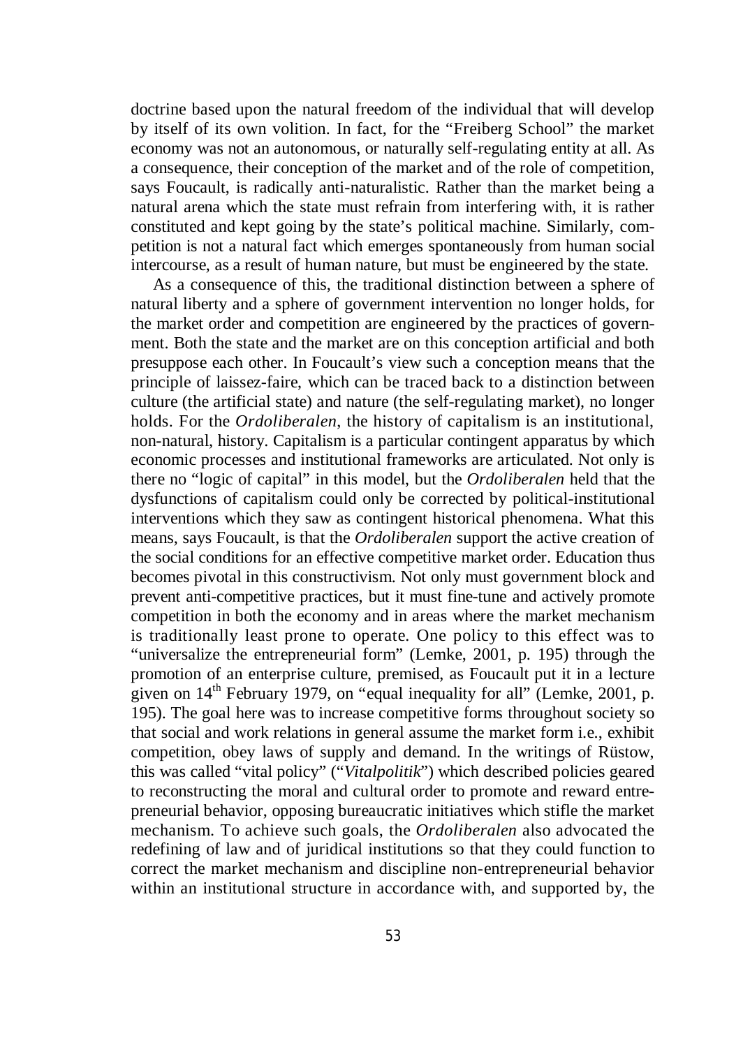doctrine based upon the natural freedom of the individual that will develop by itself of its own volition. In fact, for the "Freiberg School" the market economy was not an autonomous, or naturally self-regulating entity at all. As a consequence, their conception of the market and of the role of competition, says Foucault, is radically anti-naturalistic. Rather than the market being a natural arena which the state must refrain from interfering with, it is rather constituted and kept going by the state's political machine. Similarly, competition is not a natural fact which emerges spontaneously from human social intercourse, as a result of human nature, but must be engineered by the state.

As a consequence of this, the traditional distinction between a sphere of natural liberty and a sphere of government intervention no longer holds, for the market order and competition are engineered by the practices of government. Both the state and the market are on this conception artificial and both presuppose each other. In Foucault's view such a conception means that the principle of laissez-faire, which can be traced back to a distinction between culture (the artificial state) and nature (the self-regulating market), no longer holds. For the *Ordoliberalen*, the history of capitalism is an institutional, non-natural, history. Capitalism is a particular contingent apparatus by which economic processes and institutional frameworks are articulated. Not only is there no "logic of capital" in this model, but the *Ordoliberalen* held that the dysfunctions of capitalism could only be corrected by political-institutional interventions which they saw as contingent historical phenomena. What this means, says Foucault, is that the *Ordoliberalen* support the active creation of the social conditions for an effective competitive market order. Education thus becomes pivotal in this constructivism. Not only must government block and prevent anti-competitive practices, but it must fine-tune and actively promote competition in both the economy and in areas where the market mechanism is traditionally least prone to operate. One policy to this effect was to "universalize the entrepreneurial form" (Lemke, 2001, p. 195) through the promotion of an enterprise culture, premised, as Foucault put it in a lecture given on 14th February 1979, on "equal inequality for all" (Lemke, 2001, p. 195). The goal here was to increase competitive forms throughout society so that social and work relations in general assume the market form i.e., exhibit competition, obey laws of supply and demand. In the writings of Rüstow, this was called "vital policy" ("*Vitalpolitik*") which described policies geared to reconstructing the moral and cultural order to promote and reward entrepreneurial behavior, opposing bureaucratic initiatives which stifle the market mechanism. To achieve such goals, the *Ordoliberalen* also advocated the redefining of law and of juridical institutions so that they could function to correct the market mechanism and discipline non-entrepreneurial behavior within an institutional structure in accordance with, and supported by, the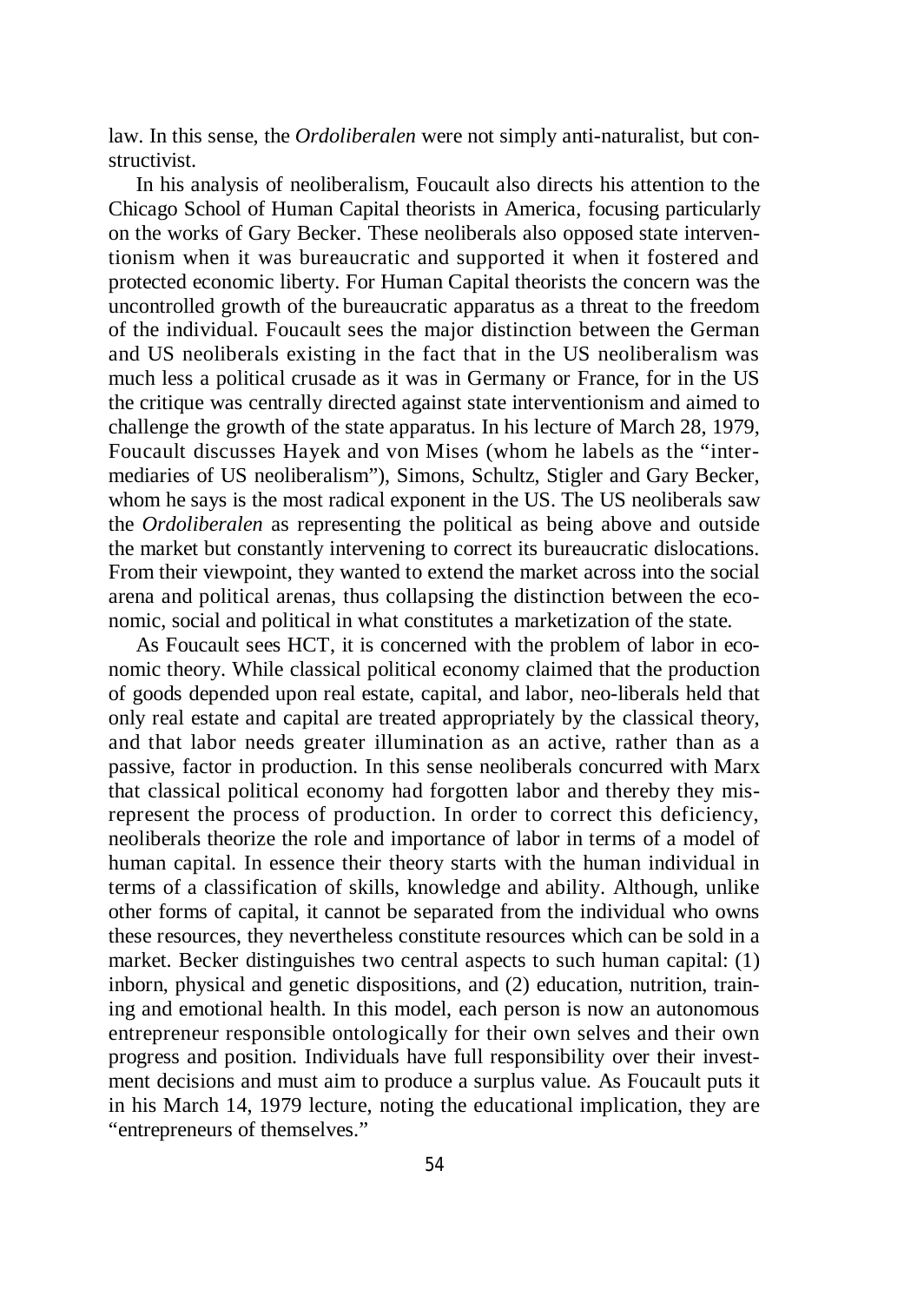law. In this sense, the *Ordoliberalen* were not simply anti-naturalist, but constructivist.

In his analysis of neoliberalism, Foucault also directs his attention to the Chicago School of Human Capital theorists in America, focusing particularly on the works of Gary Becker. These neoliberals also opposed state interventionism when it was bureaucratic and supported it when it fostered and protected economic liberty. For Human Capital theorists the concern was the uncontrolled growth of the bureaucratic apparatus as a threat to the freedom of the individual. Foucault sees the major distinction between the German and US neoliberals existing in the fact that in the US neoliberalism was much less a political crusade as it was in Germany or France, for in the US the critique was centrally directed against state interventionism and aimed to challenge the growth of the state apparatus. In his lecture of March 28, 1979, Foucault discusses Hayek and von Mises (whom he labels as the "intermediaries of US neoliberalism"), Simons, Schultz, Stigler and Gary Becker, whom he says is the most radical exponent in the US. The US neoliberals saw the *Ordoliberalen* as representing the political as being above and outside the market but constantly intervening to correct its bureaucratic dislocations. From their viewpoint, they wanted to extend the market across into the social arena and political arenas, thus collapsing the distinction between the economic, social and political in what constitutes a marketization of the state.

As Foucault sees HCT, it is concerned with the problem of labor in economic theory. While classical political economy claimed that the production of goods depended upon real estate, capital, and labor, neo-liberals held that only real estate and capital are treated appropriately by the classical theory, and that labor needs greater illumination as an active, rather than as a passive, factor in production. In this sense neoliberals concurred with Marx that classical political economy had forgotten labor and thereby they misrepresent the process of production. In order to correct this deficiency, neoliberals theorize the role and importance of labor in terms of a model of human capital. In essence their theory starts with the human individual in terms of a classification of skills, knowledge and ability. Although, unlike other forms of capital, it cannot be separated from the individual who owns these resources, they nevertheless constitute resources which can be sold in a market. Becker distinguishes two central aspects to such human capital: (1) inborn, physical and genetic dispositions, and (2) education, nutrition, training and emotional health. In this model, each person is now an autonomous entrepreneur responsible ontologically for their own selves and their own progress and position. Individuals have full responsibility over their investment decisions and must aim to produce a surplus value. As Foucault puts it in his March 14, 1979 lecture, noting the educational implication, they are "entrepreneurs of themselves."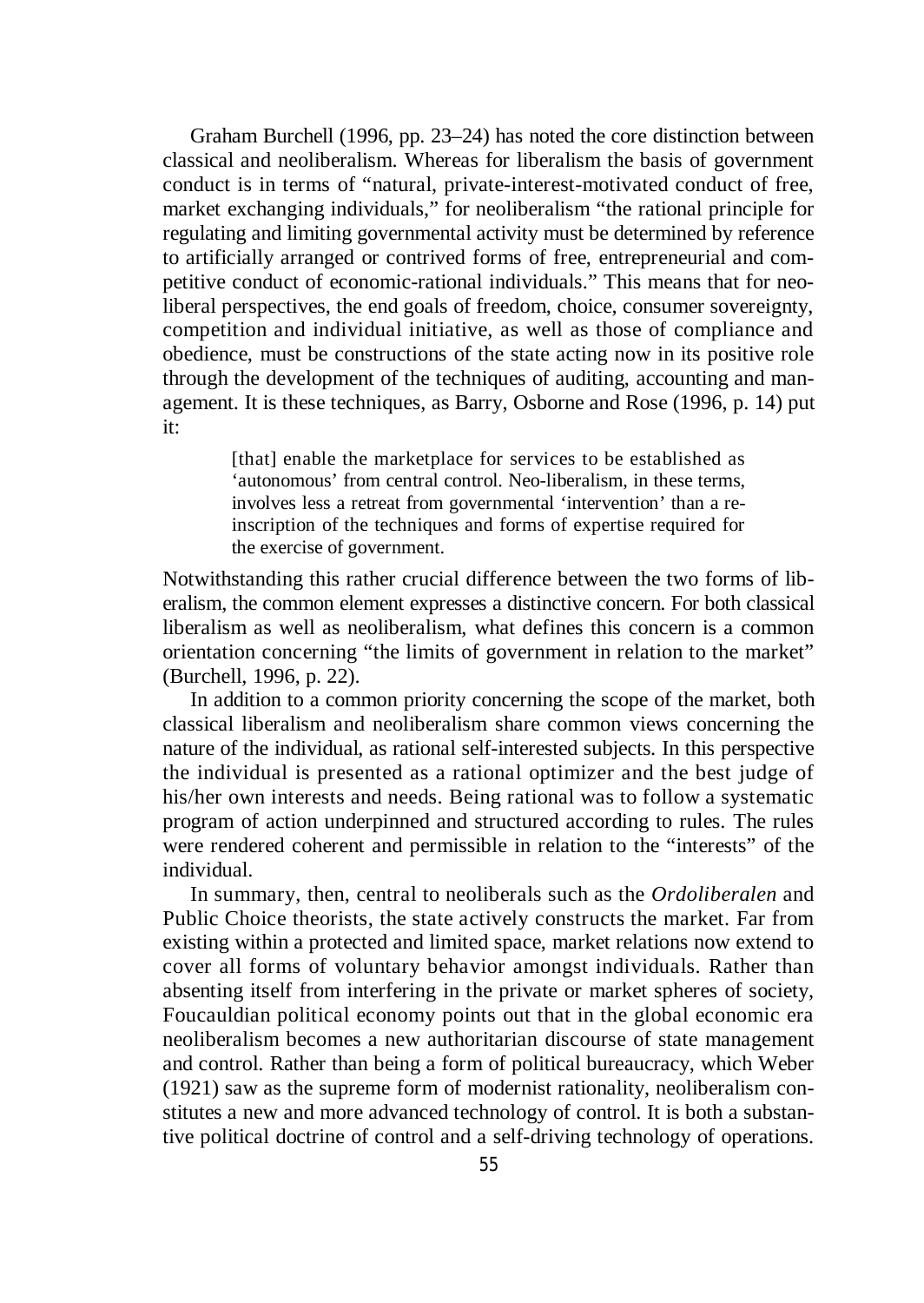Graham Burchell (1996, pp. 23–24) has noted the core distinction between classical and neoliberalism. Whereas for liberalism the basis of government conduct is in terms of "natural, private-interest-motivated conduct of free, market exchanging individuals," for neoliberalism "the rational principle for regulating and limiting governmental activity must be determined by reference to artificially arranged or contrived forms of free, entrepreneurial and competitive conduct of economic-rational individuals." This means that for neoliberal perspectives, the end goals of freedom, choice, consumer sovereignty, competition and individual initiative, as well as those of compliance and obedience, must be constructions of the state acting now in its positive role through the development of the techniques of auditing, accounting and management. It is these techniques, as Barry, Osborne and Rose (1996, p. 14) put it:

> [that] enable the marketplace for services to be established as 'autonomous' from central control. Neo-liberalism, in these terms, involves less a retreat from governmental 'intervention' than a re-inscription of the techniques and forms of expertise required for the exercise of government.

Notwithstanding this rather crucial difference between the two forms of liberalism, the common element expresses a distinctive concern. For both classical liberalism as well as neoliberalism, what defines this concern is a common orientation concerning "the limits of government in relation to the market" (Burchell, 1996, p. 22).

In addition to a common priority concerning the scope of the market, both classical liberalism and neoliberalism share common views concerning the nature of the individual, as rational self-interested subjects. In this perspective the individual is presented as a rational optimizer and the best judge of his/her own interests and needs. Being rational was to follow a systematic program of action underpinned and structured according to rules. The rules were rendered coherent and permissible in relation to the "interests" of the individual.

In summary, then, central to neoliberals such as the *Ordoliberalen* and Public Choice theorists, the state actively constructs the market. Far from existing within a protected and limited space, market relations now extend to cover all forms of voluntary behavior amongst individuals. Rather than absenting itself from interfering in the private or market spheres of society, Foucauldian political economy points out that in the global economic era neoliberalism becomes a new authoritarian discourse of state management and control. Rather than being a form of political bureaucracy, which Weber (1921) saw as the supreme form of modernist rationality, neoliberalism constitutes a new and more advanced technology of control. It is both a substantive political doctrine of control and a self-driving technology of operations.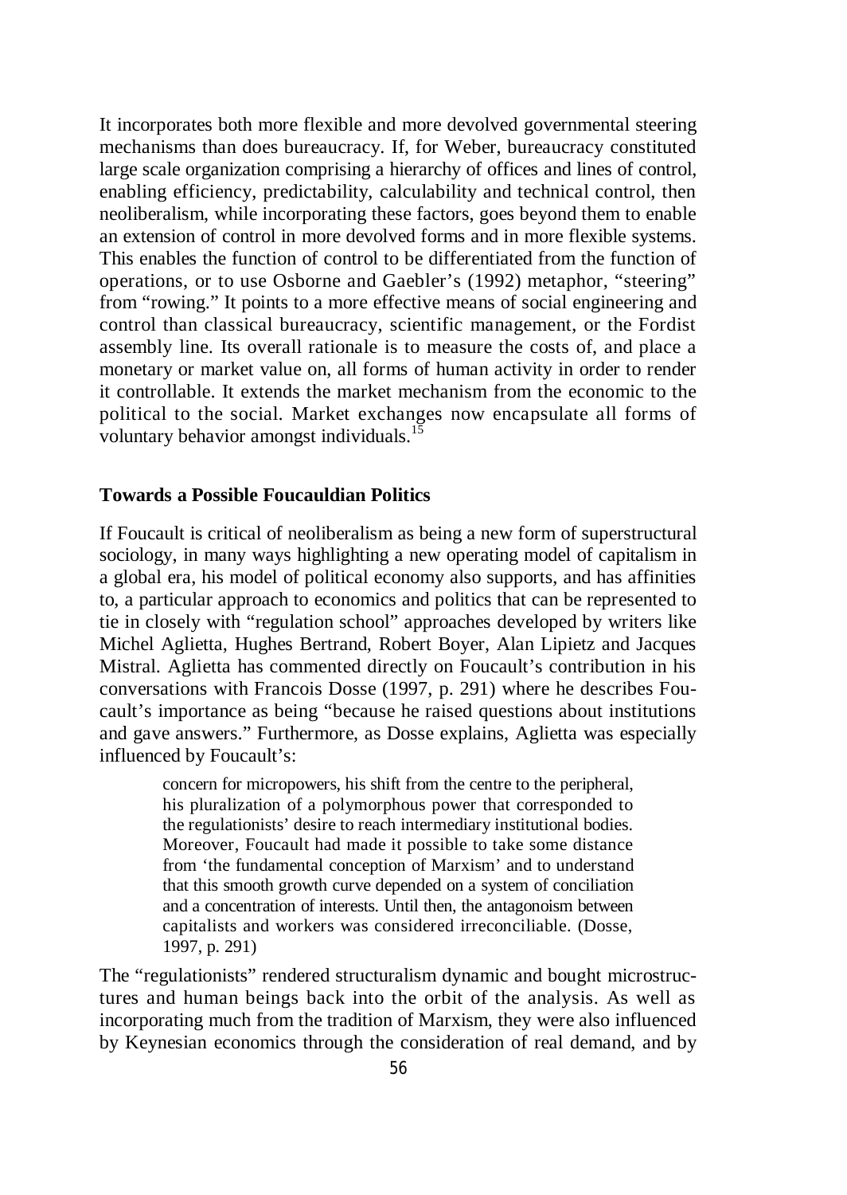It incorporates both more flexible and more devolved governmental steering mechanisms than does bureaucracy. If, for Weber, bureaucracy constituted large scale organization comprising a hierarchy of offices and lines of control, enabling efficiency, predictability, calculability and technical control, then neoliberalism, while incorporating these factors, goes beyond them to enable an extension of control in more devolved forms and in more flexible systems. This enables the function of control to be differentiated from the function of operations, or to use Osborne and Gaebler's (1992) metaphor, "steering" from "rowing." It points to a more effective means of social engineering and control than classical bureaucracy, scientific management, or the Fordist assembly line. Its overall rationale is to measure the costs of, and place a monetary or market value on, all forms of human activity in order to render it controllable. It extends the market mechanism from the economic to the political to the social. Market exchanges now encapsulate all forms of voluntary behavior amongst individuals.[15]

### Towards a Possible Foucauldian Politics

If Foucault is critical of neoliberalism as being a new form of superstructural sociology, in many ways highlighting a new operating model of capitalism in a global era, his model of political economy also supports, and has affinities to, a particular approach to economics and politics that can be represented to tie in closely with "regulation school" approaches developed by writers like Michel Aglietta, Hughes Bertrand, Robert Boyer, Alan Lipietz and Jacques Mistral. Aglietta has commented directly on Foucault's contribution in his conversations with Francois Dosse (1997, p. 291) where he describes Foucault's importance as being "because he raised questions about institutions and gave answers." Furthermore, as Dosse explains, Aglietta was especially influenced by Foucault's:

> concern for micropowers, his shift from the centre to the peripheral, his pluralization of a polymorphous power that corresponded to the regulationists' desire to reach intermediary institutional bodies. Moreover, Foucault had made it possible to take some distance from 'the fundamental conception of Marxism' and to understand that this smooth growth curve depended on a system of conciliation and a concentration of interests. Until then, the antagonoism between capitalists and workers was considered irreconciliable. (Dosse, 1997, p. 291)

The "regulationists" rendered structuralism dynamic and bought microstructures and human beings back into the orbit of the analysis. As well as incorporating much from the tradition of Marxism, they were also influenced by Keynesian economics through the consideration of real demand, and by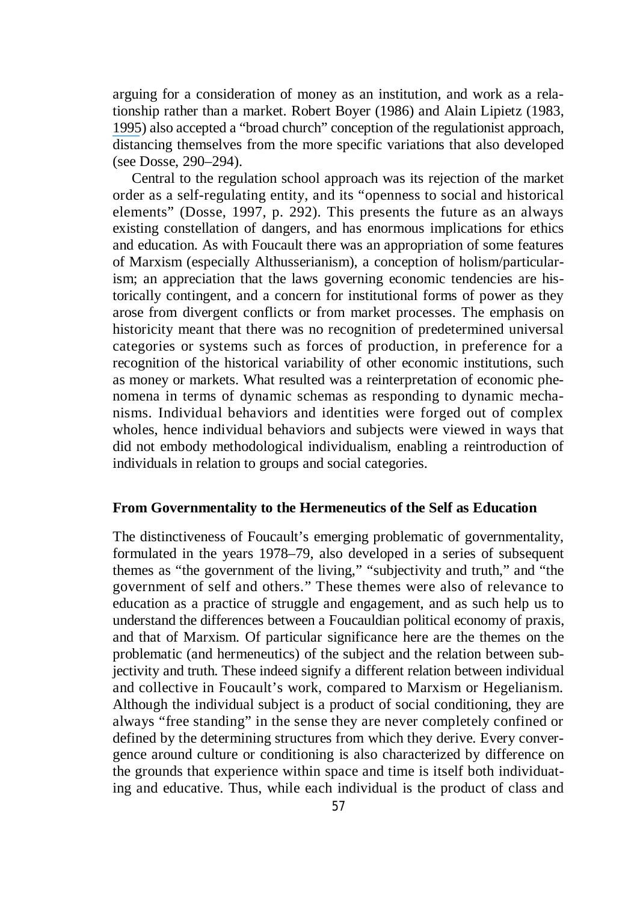arguing for a consideration of money as an institution, and work as a relationship rather than a market. Robert Boyer (1986) and Alain Lipietz (1983, 1995) also accepted a "broad church" conception of the regulationist approach, distancing themselves from the more specific variations that also developed (see Dosse, 290–294).

Central to the regulation school approach was its rejection of the market order as a self-regulating entity, and its "openness to social and historical elements" (Dosse, 1997, p. 292). This presents the future as an always existing constellation of dangers, and has enormous implications for ethics and education. As with Foucault there was an appropriation of some features of Marxism (especially Althusserianism), a conception of holism/particularism; an appreciation that the laws governing economic tendencies are historically contingent, and a concern for institutional forms of power as they arose from divergent conflicts or from market processes. The emphasis on historicity meant that there was no recognition of predetermined universal categories or systems such as forces of production, in preference for a recognition of the historical variability of other economic institutions, such as money or markets. What resulted was a reinterpretation of economic phenomena in terms of dynamic schemas as responding to dynamic mechanisms. Individual behaviors and identities were forged out of complex wholes, hence individual behaviors and subjects were viewed in ways that did not embody methodological individualism, enabling a reintroduction of individuals in relation to groups and social categories.

## From Governmentality to the Hermeneutics of the Self as Education

The distinctiveness of Foucault's emerging problematic of governmentality, formulated in the years 1978–79, also developed in a series of subsequent themes as "the government of the living," "subjectivity and truth," and "the government of self and others." These themes were also of relevance to education as a practice of struggle and engagement, and as such help us to understand the differences between a Foucauldian political economy of praxis, and that of Marxism. Of particular significance here are the themes on the problematic (and hermeneutics) of the subject and the relation between subjectivity and truth. These indeed signify a different relation between individual and collective in Foucault's work, compared to Marxism or Hegelianism. Although the individual subject is a product of social conditioning, they are always "free standing" in the sense they are never completely confined or defined by the determining structures from which they derive. Every convergence around culture or conditioning is also characterized by difference on the grounds that experience within space and time is itself both individuating and educative. Thus, while each individual is the product of class and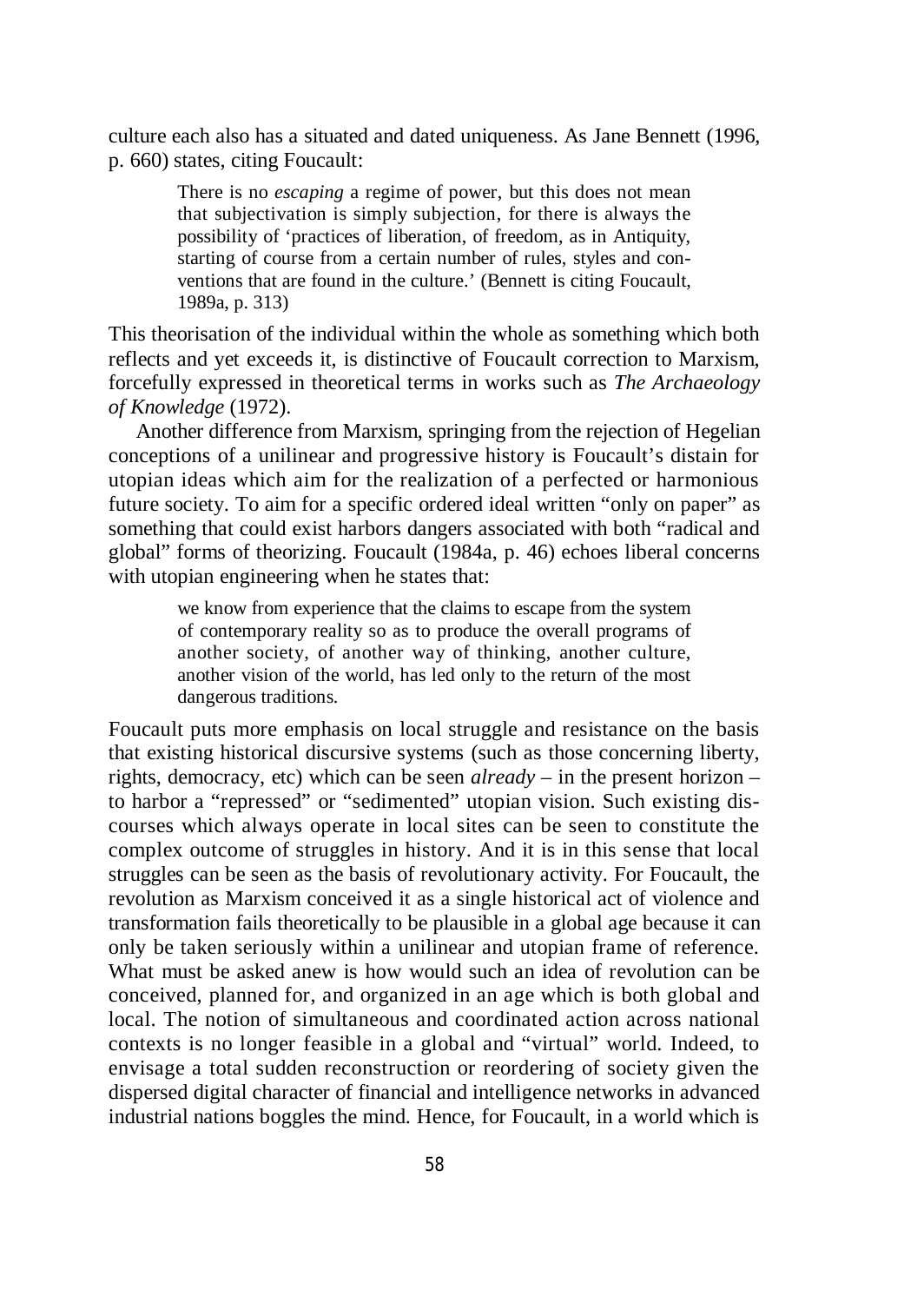culture each also has a situated and dated uniqueness. As Jane Bennett (1996, p. 660) states, citing Foucault:

> There is no *escaping* a regime of power, but this does not mean that subjectivation is simply subjection, for there is always the possibility of 'practices of liberation, of freedom, as in Antiquity, starting of course from a certain number of rules, styles and conventions that are found in the culture.' (Bennett is citing Foucault, 1989a, p. 313)

This theorisation of the individual within the whole as something which both reflects and yet exceeds it, is distinctive of Foucault correction to Marxism, forcefully expressed in theoretical terms in works such as *The Archaeology of Knowledge* (1972).

Another difference from Marxism, springing from the rejection of Hegelian conceptions of a unilinear and progressive history is Foucault's distain for utopian ideas which aim for the realization of a perfected or harmonious future society. To aim for a specific ordered ideal written "only on paper" as something that could exist harbors dangers associated with both "radical and global" forms of theorizing. Foucault (1984a, p. 46) echoes liberal concerns with utopian engineering when he states that:

> we know from experience that the claims to escape from the system of contemporary reality so as to produce the overall programs of another society, of another way of thinking, another culture, another vision of the world, has led only to the return of the most dangerous traditions.

Foucault puts more emphasis on local struggle and resistance on the basis that existing historical discursive systems (such as those concerning liberty, rights, democracy, etc) which can be seen *already* – in the present horizon – to harbor a "repressed" or "sedimented" utopian vision. Such existing discourses which always operate in local sites can be seen to constitute the complex outcome of struggles in history. And it is in this sense that local struggles can be seen as the basis of revolutionary activity. For Foucault, the revolution as Marxism conceived it as a single historical act of violence and transformation fails theoretically to be plausible in a global age because it can only be taken seriously within a unilinear and utopian frame of reference. What must be asked anew is how would such an idea of revolution can be conceived, planned for, and organized in an age which is both global and local. The notion of simultaneous and coordinated action across national contexts is no longer feasible in a global and "virtual" world. Indeed, to envisage a total sudden reconstruction or reordering of society given the dispersed digital character of financial and intelligence networks in advanced industrial nations boggles the mind. Hence, for Foucault, in a world which is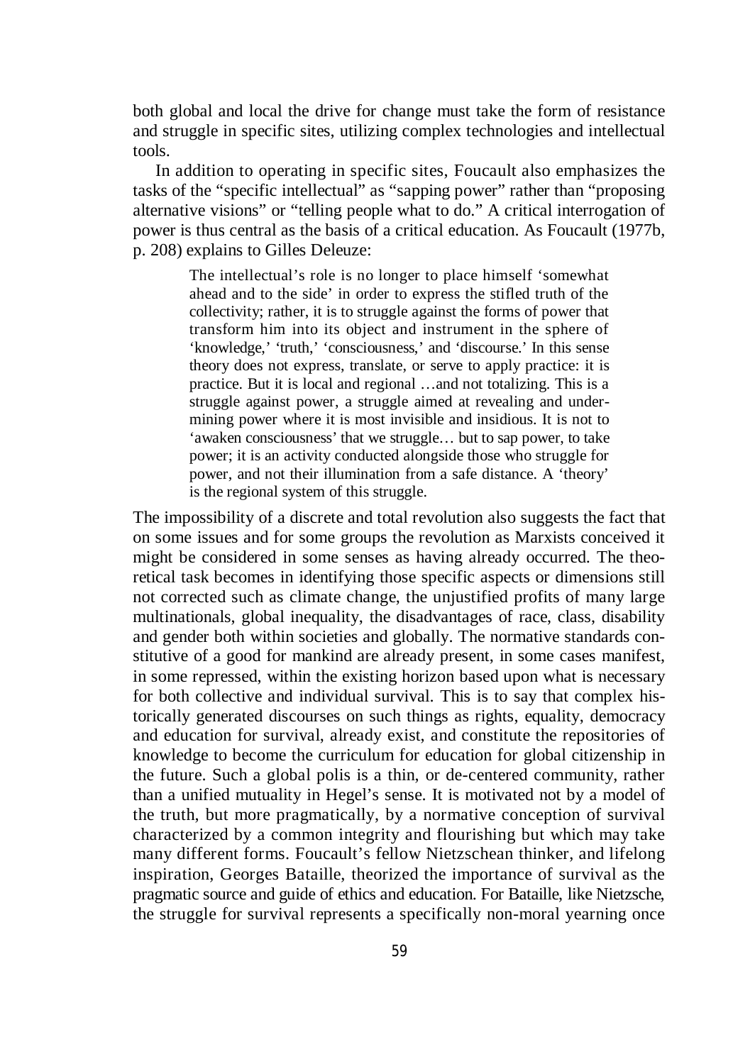both global and local the drive for change must take the form of resistance and struggle in specific sites, utilizing complex technologies and intellectual tools.

In addition to operating in specific sites, Foucault also emphasizes the tasks of the "specific intellectual" as "sapping power" rather than "proposing alternative visions" or "telling people what to do." A critical interrogation of power is thus central as the basis of a critical education. As Foucault (1977b, p. 208) explains to Gilles Deleuze:

> The intellectual's role is no longer to place himself 'somewhat ahead and to the side' in order to express the stifled truth of the collectivity; rather, it is to struggle against the forms of power that transform him into its object and instrument in the sphere of 'knowledge,' 'truth,' 'consciousness,' and 'discourse.' In this sense theory does not express, translate, or serve to apply practice: it is practice. But it is local and regional …and not totalizing. This is a struggle against power, a struggle aimed at revealing and undermining power where it is most invisible and insidious. It is not to 'awaken consciousness' that we struggle… but to sap power, to take power; it is an activity conducted alongside those who struggle for power, and not their illumination from a safe distance. A 'theory' is the regional system of this struggle.

The impossibility of a discrete and total revolution also suggests the fact that on some issues and for some groups the revolution as Marxists conceived it might be considered in some senses as having already occurred. The theoretical task becomes in identifying those specific aspects or dimensions still not corrected such as climate change, the unjustified profits of many large multinationals, global inequality, the disadvantages of race, class, disability and gender both within societies and globally. The normative standards constitutive of a good for mankind are already present, in some cases manifest, in some repressed, within the existing horizon based upon what is necessary for both collective and individual survival. This is to say that complex historically generated discourses on such things as rights, equality, democracy and education for survival, already exist, and constitute the repositories of knowledge to become the curriculum for education for global citizenship in the future. Such a global polis is a thin, or de-centered community, rather than a unified mutuality in Hegel's sense. It is motivated not by a model of the truth, but more pragmatically, by a normative conception of survival characterized by a common integrity and flourishing but which may take many different forms. Foucault's fellow Nietzschean thinker, and lifelong inspiration, Georges Bataille, theorized the importance of survival as the pragmatic source and guide of ethics and education. For Bataille, like Nietzsche, the struggle for survival represents a specifically non-moral yearning once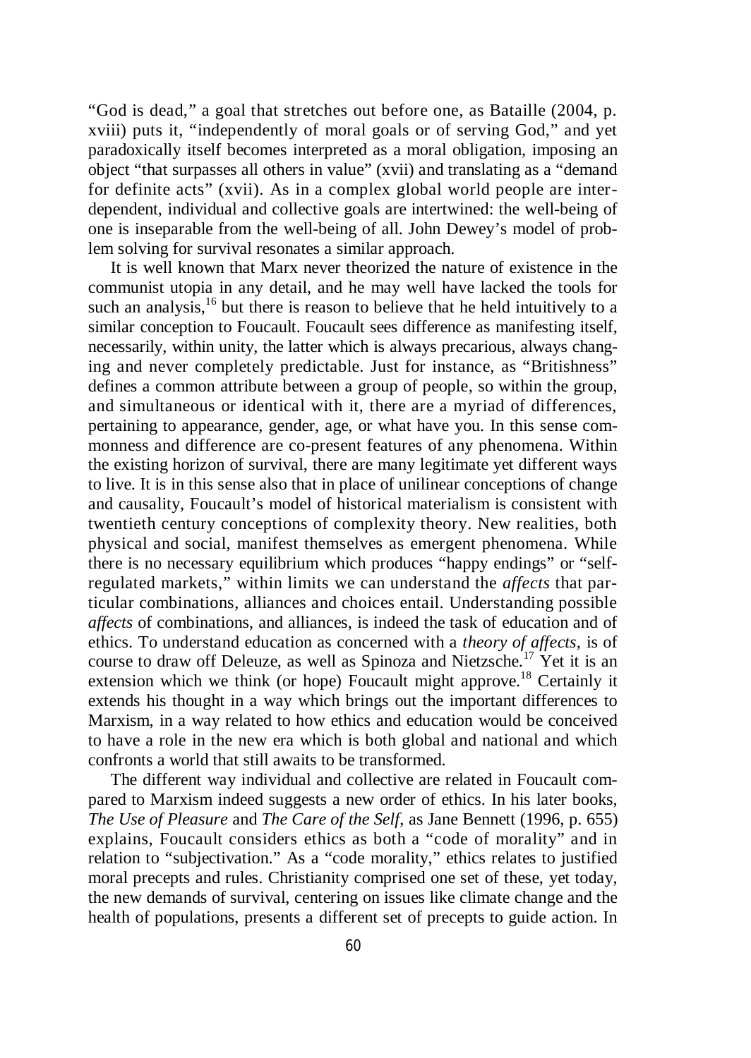"God is dead," a goal that stretches out before one, as Bataille (2004, p. xviii) puts it, "independently of moral goals or of serving God," and yet paradoxically itself becomes interpreted as a moral obligation, imposing an object "that surpasses all others in value" (xvii) and translating as a "demand for definite acts" (xvii). As in a complex global world people are interdependent, individual and collective goals are intertwined: the well-being of one is inseparable from the well-being of all. John Dewey's model of problem solving for survival resonates a similar approach.

It is well known that Marx never theorized the nature of existence in the communist utopia in any detail, and he may well have lacked the tools for such an analysis,[16] but there is reason to believe that he held intuitively to a similar conception to Foucault. Foucault sees difference as manifesting itself, necessarily, within unity, the latter which is always precarious, always changing and never completely predictable. Just for instance, as "Britishness" defines a common attribute between a group of people, so within the group, and simultaneous or identical with it, there are a myriad of differences, pertaining to appearance, gender, age, or what have you. In this sense commonness and difference are co-present features of any phenomena. Within the existing horizon of survival, there are many legitimate yet different ways to live. It is in this sense also that in place of unilinear conceptions of change and causality, Foucault's model of historical materialism is consistent with twentieth century conceptions of complexity theory. New realities, both physical and social, manifest themselves as emergent phenomena. While there is no necessary equilibrium which produces "happy endings" or "self-regulated markets," within limits we can understand the *affects* that particular combinations, alliances and choices entail. Understanding possible *affects* of combinations, and alliances, is indeed the task of education and of ethics. To understand education as concerned with a *theory of affects*, is of course to draw off Deleuze, as well as Spinoza and Nietzsche.[17] Yet it is an extension which we think (or hope) Foucault might approve.[18] Certainly it extends his thought in a way which brings out the important differences to Marxism, in a way related to how ethics and education would be conceived to have a role in the new era which is both global and national and which confronts a world that still awaits to be transformed.

The different way individual and collective are related in Foucault compared to Marxism indeed suggests a new order of ethics. In his later books, *The Use of Pleasure* and *The Care of the Self*, as Jane Bennett (1996, p. 655) explains, Foucault considers ethics as both a "code of morality" and in relation to "subjectivation." As a "code morality," ethics relates to justified moral precepts and rules. Christianity comprised one set of these, yet today, the new demands of survival, centering on issues like climate change and the health of populations, presents a different set of precepts to guide action. In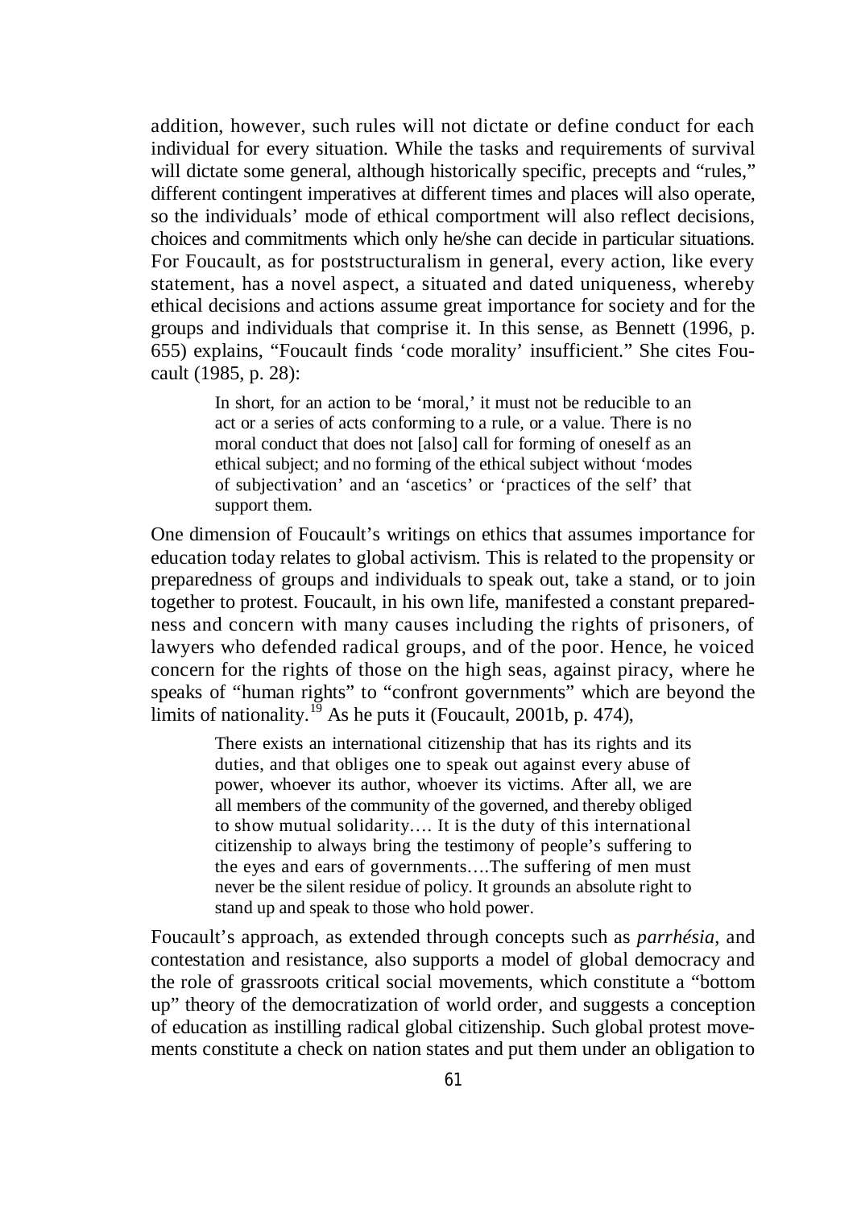addition, however, such rules will not dictate or define conduct for each individual for every situation. While the tasks and requirements of survival will dictate some general, although historically specific, precepts and "rules," different contingent imperatives at different times and places will also operate, so the individuals' mode of ethical comportment will also reflect decisions, choices and commitments which only he/she can decide in particular situations. For Foucault, as for poststructuralism in general, every action, like every statement, has a novel aspect, a situated and dated uniqueness, whereby ethical decisions and actions assume great importance for society and for the groups and individuals that comprise it. In this sense, as Bennett (1996, p. 655) explains, "Foucault finds 'code morality' insufficient." She cites Foucault (1985, p. 28):

> In short, for an action to be 'moral,' it must not be reducible to an act or a series of acts conforming to a rule, or a value. There is no moral conduct that does not [also] call for forming of oneself as an ethical subject; and no forming of the ethical subject without 'modes of subjectivation' and an 'ascetics' or 'practices of the self' that support them.

One dimension of Foucault's writings on ethics that assumes importance for education today relates to global activism. This is related to the propensity or preparedness of groups and individuals to speak out, take a stand, or to join together to protest. Foucault, in his own life, manifested a constant preparedness and concern with many causes including the rights of prisoners, of lawyers who defended radical groups, and of the poor. Hence, he voiced concern for the rights of those on the high seas, against piracy, where he speaks of "human rights" to "confront governments" which are beyond the limits of nationality.[19] As he puts it (Foucault, 2001b, p. 474),

> There exists an international citizenship that has its rights and its duties, and that obliges one to speak out against every abuse of power, whoever its author, whoever its victims. After all, we are all members of the community of the governed, and thereby obliged to show mutual solidarity.… It is the duty of this international citizenship to always bring the testimony of people's suffering to the eyes and ears of governments….The suffering of men must never be the silent residue of policy. It grounds an absolute right to stand up and speak to those who hold power.

Foucault's approach, as extended through concepts such as *parrhésia*, and contestation and resistance, also supports a model of global democracy and the role of grassroots critical social movements, which constitute a "bottom up" theory of the democratization of world order, and suggests a conception of education as instilling radical global citizenship. Such global protest movements constitute a check on nation states and put them under an obligation to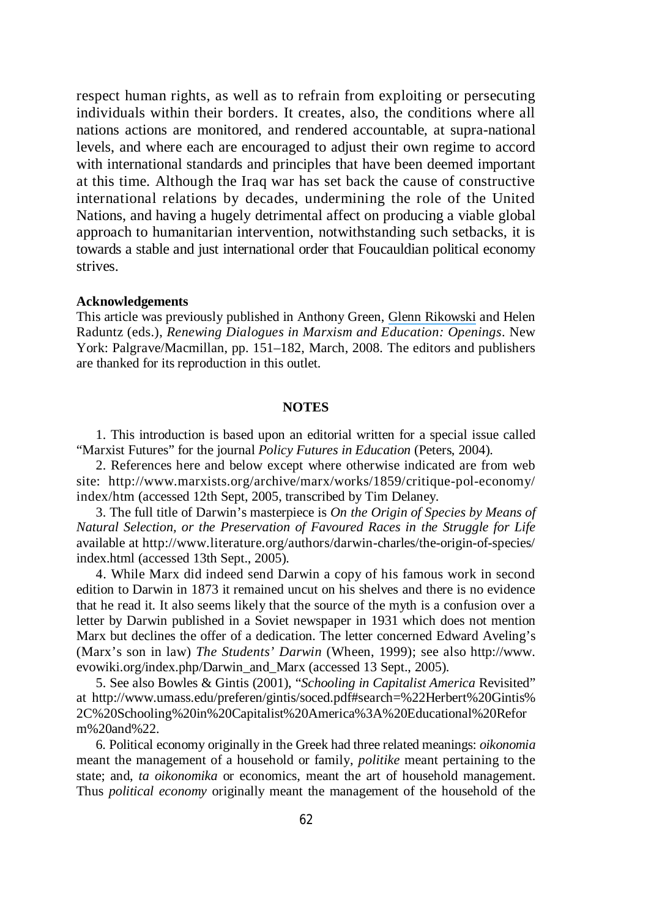respect human rights, as well as to refrain from exploiting or persecuting individuals within their borders. It creates, also, the conditions where all nations actions are monitored, and rendered accountable, at supra-national levels, and where each are encouraged to adjust their own regime to accord with international standards and principles that have been deemed important at this time. Although the Iraq war has set back the cause of constructive international relations by decades, undermining the role of the United Nations, and having a hugely detrimental affect on producing a viable global approach to humanitarian intervention, notwithstanding such setbacks, it is towards a stable and just international order that Foucauldian political economy strives.

**Acknowledgements**

This article was previously published in Anthony Green, Glenn Rikowski and Helen Raduntz (eds.), *Renewing Dialogues in Marxism and Education: Openings*. New York: Palgrave/Macmillan, pp. 151–182, March, 2008. The editors and publishers are thanked for its reproduction in this outlet.

## NOTES

1. This introduction is based upon an editorial written for a special issue called "Marxist Futures" for the journal *Policy Futures in Education* (Peters, 2004).

2. References here and below except where otherwise indicated are from web site: http://www.marxists.org/archive/marx/works/1859/critique-pol-economy/index/htm (accessed 12th Sept, 2005, transcribed by Tim Delaney.

3. The full title of Darwin's masterpiece is *On the Origin of Species by Means of Natural Selection, or the Preservation of Favoured Races in the Struggle for Life* available at http://www.literature.org/authors/darwin-charles/the-origin-of-species/index.html (accessed 13th Sept., 2005).

4. While Marx did indeed send Darwin a copy of his famous work in second edition to Darwin in 1873 it remained uncut on his shelves and there is no evidence that he read it. It also seems likely that the source of the myth is a confusion over a letter by Darwin published in a Soviet newspaper in 1931 which does not mention Marx but declines the offer of a dedication. The letter concerned Edward Aveling's (Marx's son in law) *The Students' Darwin* (Wheen, 1999); see also http://www.evowiki.org/index.php/Darwin_and_Marx (accessed 13 Sept., 2005).

5. See also Bowles & Gintis (2001), "*Schooling in Capitalist America* Revisited" at http://www.umass.edu/preferen/gintis/soced.pdf#search=%22Herbert%20Gintis%2C%20Schooling%20in%20Capitalist%20America%3A%20Educational%20Reform%20and%22.

6. Political economy originally in the Greek had three related meanings: *oikonomia* meant the management of a household or family, *politike* meant pertaining to the state; and, *ta oikonomika* or economics, meant the art of household management. Thus *political economy* originally meant the management of the household of the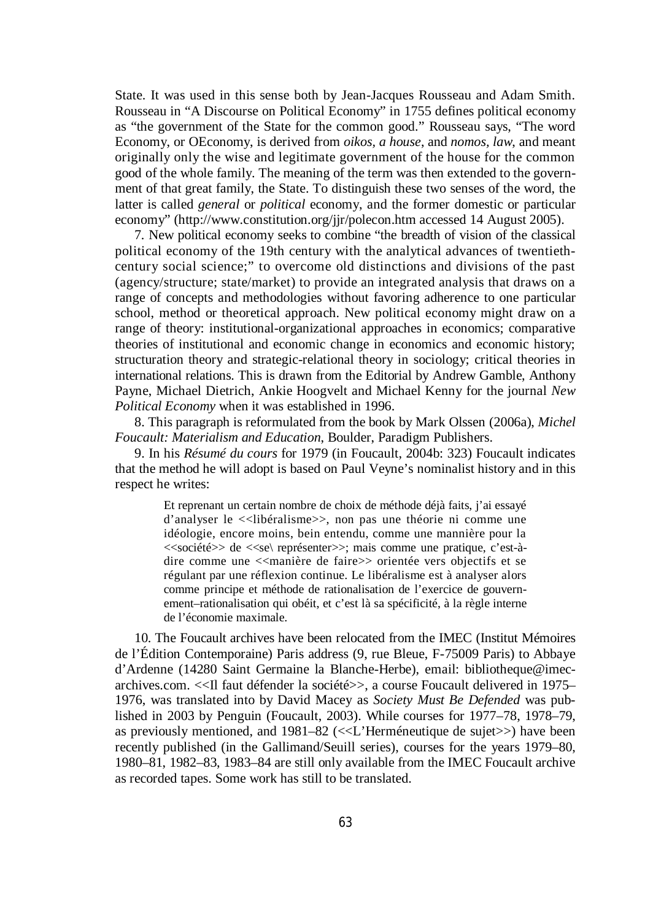State. It was used in this sense both by Jean-Jacques Rousseau and Adam Smith. Rousseau in "A Discourse on Political Economy" in 1755 defines political economy as "the government of the State for the common good." Rousseau says, "The word Economy, or OEconomy, is derived from *oikos, a house*, and *nomos, law*, and meant originally only the wise and legitimate government of the house for the common good of the whole family. The meaning of the term was then extended to the government of that great family, the State. To distinguish these two senses of the word, the latter is called *general* or *political* economy, and the former domestic or particular economy" (http://www.constitution.org/jjr/polecon.htm accessed 14 August 2005).

7. New political economy seeks to combine "the breadth of vision of the classical political economy of the 19th century with the analytical advances of twentieth-century social science;" to overcome old distinctions and divisions of the past (agency/structure; state/market) to provide an integrated analysis that draws on a range of concepts and methodologies without favoring adherence to one particular school, method or theoretical approach. New political economy might draw on a range of theory: institutional-organizational approaches in economics; comparative theories of institutional and economic change in economics and economic history; structuration theory and strategic-relational theory in sociology; critical theories in international relations. This is drawn from the Editorial by Andrew Gamble, Anthony Payne, Michael Dietrich, Ankie Hoogvelt and Michael Kenny for the journal *New Political Economy* when it was established in 1996.

8. This paragraph is reformulated from the book by Mark Olssen (2006a), *Michel Foucault: Materialism and Education*, Boulder, Paradigm Publishers.

9. In his *Résumé du cours* for 1979 (in Foucault, 2004b: 323) Foucault indicates that the method he will adopt is based on Paul Veyne's nominalist history and in this respect he writes:

> Et reprenant un certain nombre de choix de méthode déjà faits, j'ai essayé d'analyser le <<libéralisme>>, non pas une théorie ni comme une idéologie, encore moins, bein entendu, comme une mannière pour la <<société>> de <<se\ représenter>>; mais comme une pratique, c'est-à-dire comme une <<manière de faire>> orientée vers objectifs et se régulant par une réflexion continue. Le libéralisme est à analyser alors comme principe et méthode de rationalisation de l'exercice de gouvernement–rationalisation qui obéit, et c'est là sa spécificité, à la règle interne de l'économie maximale.

10. The Foucault archives have been relocated from the IMEC (Institut Mémoires de l'Édition Contemporaine) Paris address (9, rue Bleue, F-75009 Paris) to Abbaye d'Ardenne (14280 Saint Germaine la Blanche-Herbe), email: bibliotheque@imec-archives.com. <<Il faut défender la société>>, a course Foucault delivered in 1975–1976, was translated into by David Macey as *Society Must Be Defended* was published in 2003 by Penguin (Foucault, 2003). While courses for 1977–78, 1978–79, as previously mentioned, and 1981–82 (<<L'Herméneutique de sujet>>) have been recently published (in the Gallimand/Seuill series), courses for the years 1979–80, 1980–81, 1982–83, 1983–84 are still only available from the IMEC Foucault archive as recorded tapes. Some work has still to be translated.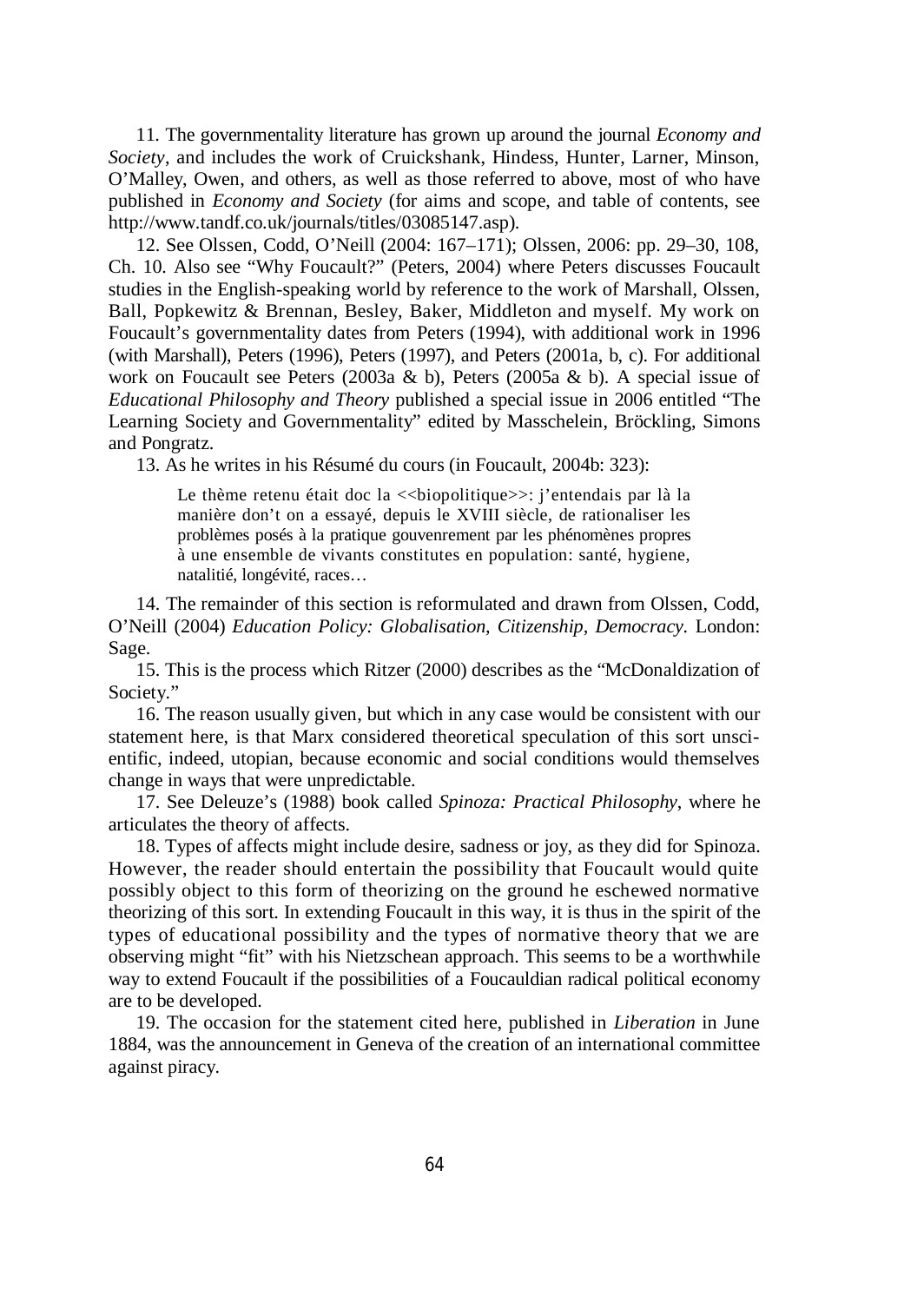11. The governmentality literature has grown up around the journal *Economy and Society*, and includes the work of Cruickshank, Hindess, Hunter, Larner, Minson, O'Malley, Owen, and others, as well as those referred to above, most of who have published in *Economy and Society* (for aims and scope, and table of contents, see http://www.tandf.co.uk/journals/titles/03085147.asp).

12. See Olssen, Codd, O'Neill (2004: 167–171); Olssen, 2006: pp. 29–30, 108, Ch. 10. Also see "Why Foucault?" (Peters, 2004) where Peters discusses Foucault studies in the English-speaking world by reference to the work of Marshall, Olssen, Ball, Popkewitz & Brennan, Besley, Baker, Middleton and myself. My work on Foucault's governmentality dates from Peters (1994), with additional work in 1996 (with Marshall), Peters (1996), Peters (1997), and Peters (2001a, b, c). For additional work on Foucault see Peters (2003a & b), Peters (2005a & b). A special issue of *Educational Philosophy and Theory* published a special issue in 2006 entitled "The Learning Society and Governmentality" edited by Masschelein, Bröckling, Simons and Pongratz.

13. As he writes in his Résumé du cours (in Foucault, 2004b: 323):

> Le thème retenu était doc la <<biopolitique>>: j'entendais par là la manière don't on a essayé, depuis le XVIII siècle, de rationaliser les problèmes posés à la pratique gouvenrement par les phénomènes propres à une ensemble de vivants constitutes en population: santé, hygiene, natalitié, longévité, races…

14. The remainder of this section is reformulated and drawn from Olssen, Codd, O'Neill (2004) *Education Policy: Globalisation, Citizenship, Democracy*. London: Sage.

15. This is the process which Ritzer (2000) describes as the "McDonaldization of Society."

16. The reason usually given, but which in any case would be consistent with our statement here, is that Marx considered theoretical speculation of this sort unscientific, indeed, utopian, because economic and social conditions would themselves change in ways that were unpredictable.

17. See Deleuze's (1988) book called *Spinoza: Practical Philosophy*, where he articulates the theory of affects.

18. Types of affects might include desire, sadness or joy, as they did for Spinoza. However, the reader should entertain the possibility that Foucault would quite possibly object to this form of theorizing on the ground he eschewed normative theorizing of this sort. In extending Foucault in this way, it is thus in the spirit of the types of educational possibility and the types of normative theory that we are observing might "fit" with his Nietzschean approach. This seems to be a worthwhile way to extend Foucault if the possibilities of a Foucauldian radical political economy are to be developed.

19. The occasion for the statement cited here, published in *Liberation* in June 1884, was the announcement in Geneva of the creation of an international committee against piracy.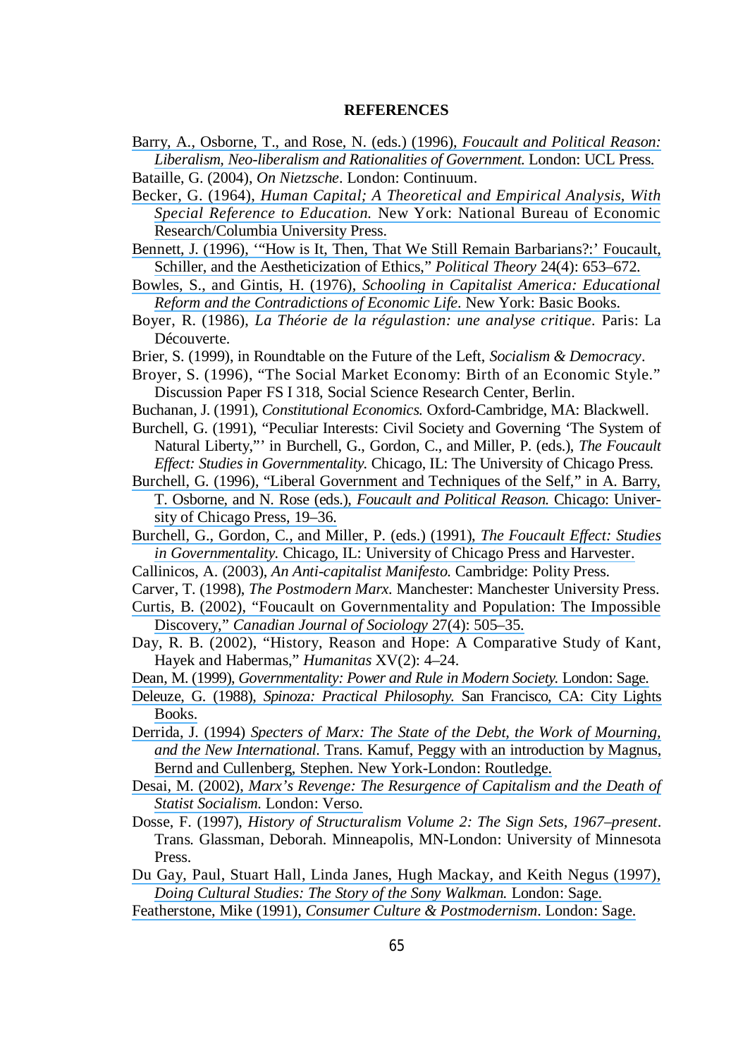## REFERENCES

Barry, A., Osborne, T., and Rose, N. (eds.) (1996), *Foucault and Political Reason: Liberalism, Neo-liberalism and Rationalities of Government.* London: UCL Press.

Bataille, G. (2004), *On Nietzsche*. London: Continuum.

Becker, G. (1964), *Human Capital; A Theoretical and Empirical Analysis, With Special Reference to Education.* New York: National Bureau of Economic Research/Columbia University Press.

Bennett, J. (1996), '"How is It, Then, That We Still Remain Barbarians?:' Foucault, Schiller, and the Aestheticization of Ethics," *Political Theory* 24(4): 653–672.

Bowles, S., and Gintis, H. (1976), *Schooling in Capitalist America: Educational Reform and the Contradictions of Economic Life*. New York: Basic Books.

Boyer, R. (1986), *La Théorie de la régulastion: une analyse critique*. Paris: La Découverte.

Brier, S. (1999), in Roundtable on the Future of the Left, *Socialism & Democracy*.

Broyer, S. (1996), "The Social Market Economy: Birth of an Economic Style." Discussion Paper FS I 318, Social Science Research Center, Berlin.

Buchanan, J. (1991), *Constitutional Economics.* Oxford-Cambridge, MA: Blackwell.

Burchell, G. (1991), "Peculiar Interests: Civil Society and Governing 'The System of Natural Liberty,"' in Burchell, G., Gordon, C., and Miller, P. (eds.), *The Foucault Effect: Studies in Governmentality.* Chicago, IL: The University of Chicago Press.

Burchell, G. (1996), "Liberal Government and Techniques of the Self," in A. Barry, T. Osborne, and N. Rose (eds.), *Foucault and Political Reason.* Chicago: University of Chicago Press, 19–36.

Burchell, G., Gordon, C., and Miller, P. (eds.) (1991), *The Foucault Effect: Studies in Governmentality.* Chicago, IL: University of Chicago Press and Harvester.

Callinicos, A. (2003), *An Anti-capitalist Manifesto.* Cambridge: Polity Press.

Carver, T. (1998), *The Postmodern Marx*. Manchester: Manchester University Press.

Curtis, B. (2002), "Foucault on Governmentality and Population: The Impossible Discovery," *Canadian Journal of Sociology* 27(4): 505–35.

Day, R. B. (2002), "History, Reason and Hope: A Comparative Study of Kant, Hayek and Habermas," *Humanitas* XV(2): 4–24.

Dean, M. (1999), *Governmentality: Power and Rule in Modern Society.* London: Sage.

Deleuze, G. (1988), *Spinoza: Practical Philosophy.* San Francisco, CA: City Lights Books.

Derrida, J. (1994) *Specters of Marx: The State of the Debt, the Work of Mourning, and the New International*. Trans. Kamuf, Peggy with an introduction by Magnus, Bernd and Cullenberg, Stephen. New York-London: Routledge.

Desai, M. (2002), *Marx's Revenge: The Resurgence of Capitalism and the Death of Statist Socialism.* London: Verso.

Dosse, F. (1997), *History of Structuralism Volume 2: The Sign Sets, 1967–present*. Trans. Glassman, Deborah. Minneapolis, MN-London: University of Minnesota Press.

Du Gay, Paul, Stuart Hall, Linda Janes, Hugh Mackay, and Keith Negus (1997), *Doing Cultural Studies: The Story of the Sony Walkman.* London: Sage.

Featherstone, Mike (1991), *Consumer Culture & Postmodernism*. London: Sage.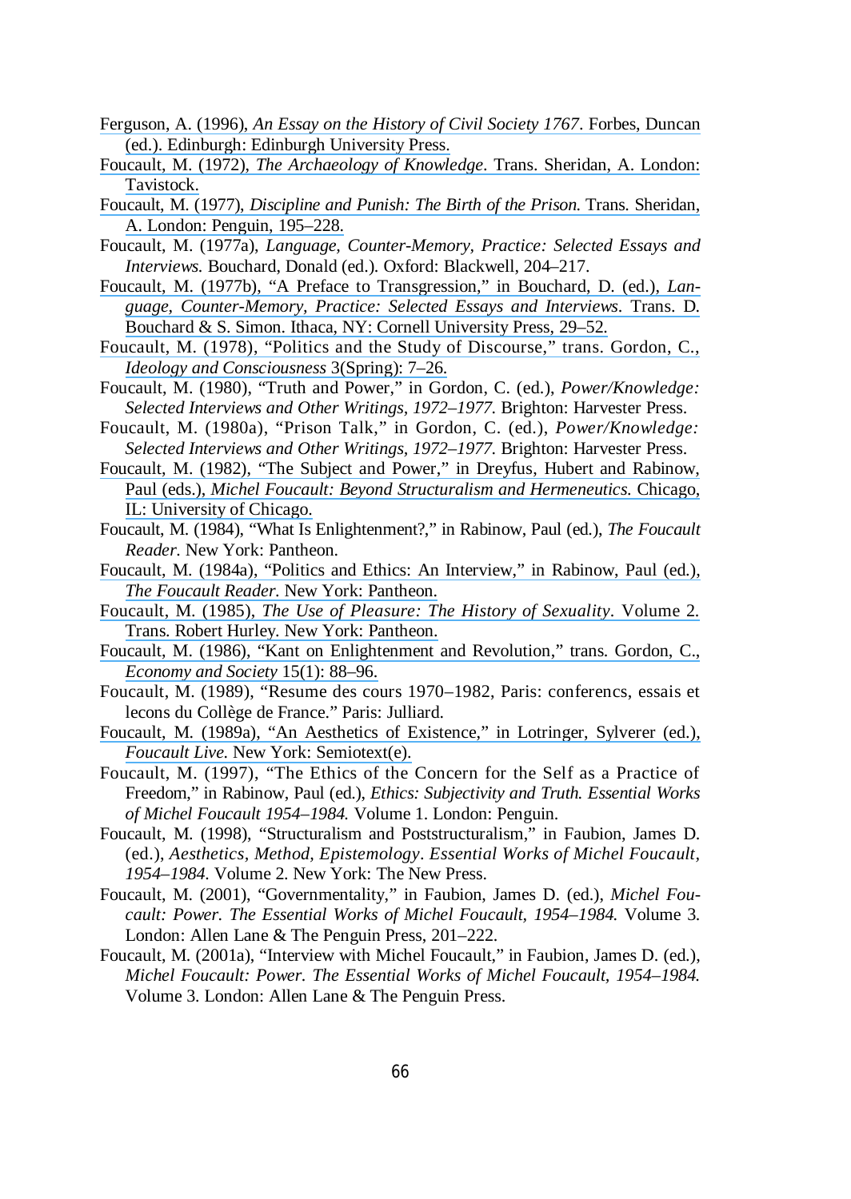Ferguson, A. (1996), *An Essay on the History of Civil Society 1767*. Forbes, Duncan (ed.). Edinburgh: Edinburgh University Press.

Foucault, M. (1972), *The Archaeology of Knowledge*. Trans. Sheridan, A. London: Tavistock.

Foucault, M. (1977), *Discipline and Punish: The Birth of the Prison*. Trans. Sheridan, A. London: Penguin, 195–228.

Foucault, M. (1977a), *Language, Counter-Memory, Practice: Selected Essays and Interviews*. Bouchard, Donald (ed.). Oxford: Blackwell, 204–217.

Foucault, M. (1977b), "A Preface to Transgression," in Bouchard, D. (ed.), *Language, Counter-Memory, Practice: Selected Essays and Interviews*. Trans. D. Bouchard & S. Simon. Ithaca, NY: Cornell University Press, 29–52.

Foucault, M. (1978), "Politics and the Study of Discourse," trans. Gordon, C., *Ideology and Consciousness* 3(Spring): 7–26.

Foucault, M. (1980), "Truth and Power," in Gordon, C. (ed.), *Power/Knowledge: Selected Interviews and Other Writings, 1972–1977*. Brighton: Harvester Press.

Foucault, M. (1980a), "Prison Talk," in Gordon, C. (ed.), *Power/Knowledge: Selected Interviews and Other Writings, 1972–1977*. Brighton: Harvester Press.

Foucault, M. (1982), "The Subject and Power," in Dreyfus, Hubert and Rabinow, Paul (eds.), *Michel Foucault: Beyond Structuralism and Hermeneutics*. Chicago, IL: University of Chicago.

Foucault, M. (1984), "What Is Enlightenment?," in Rabinow, Paul (ed.), *The Foucault Reader*. New York: Pantheon.

Foucault, M. (1984a), "Politics and Ethics: An Interview," in Rabinow, Paul (ed.), *The Foucault Reader*. New York: Pantheon.

Foucault, M. (1985), *The Use of Pleasure: The History of Sexuality*. Volume 2. Trans. Robert Hurley. New York: Pantheon.

Foucault, M. (1986), "Kant on Enlightenment and Revolution," trans. Gordon, C., *Economy and Society* 15(1): 88–96.

Foucault, M. (1989), "Resume des cours 1970–1982, Paris: conferencs, essais et lecons du Collège de France." Paris: Julliard.

Foucault, M. (1989a), "An Aesthetics of Existence," in Lotringer, Sylverer (ed.), *Foucault Live*. New York: Semiotext(e).

Foucault, M. (1997), "The Ethics of the Concern for the Self as a Practice of Freedom," in Rabinow, Paul (ed.), *Ethics: Subjectivity and Truth. Essential Works of Michel Foucault 1954–1984*. Volume 1. London: Penguin.

Foucault, M. (1998), "Structuralism and Poststructuralism," in Faubion, James D. (ed.), *Aesthetics, Method, Epistemology*. *Essential Works of Michel Foucault, 1954–1984*. Volume 2. New York: The New Press.

Foucault, M. (2001), "Governmentality," in Faubion, James D. (ed.), *Michel Foucault: Power. The Essential Works of Michel Foucault, 1954–1984*. Volume 3. London: Allen Lane & The Penguin Press, 201–222.

Foucault, M. (2001a), "Interview with Michel Foucault," in Faubion, James D. (ed.), *Michel Foucault: Power. The Essential Works of Michel Foucault, 1954–1984*. Volume 3. London: Allen Lane & The Penguin Press.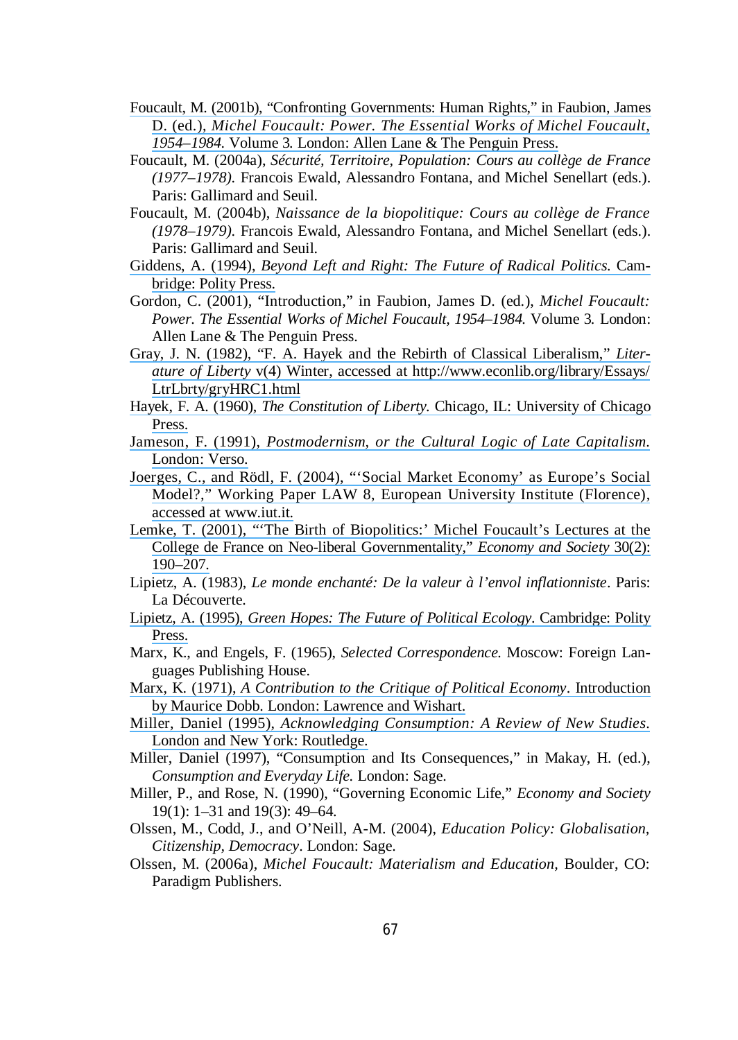Foucault, M. (2001b), "Confronting Governments: Human Rights," in Faubion, James D. (ed.), *Michel Foucault: Power. The Essential Works of Michel Foucault, 1954–1984.* Volume 3. London: Allen Lane & The Penguin Press.

Foucault, M. (2004a), *Sécurité, Territoire, Population: Cours au collège de France (1977–1978).* Francois Ewald, Alessandro Fontana, and Michel Senellart (eds.). Paris: Gallimard and Seuil.

Foucault, M. (2004b), *Naissance de la biopolitique: Cours au collège de France (1978–1979).* Francois Ewald, Alessandro Fontana, and Michel Senellart (eds.). Paris: Gallimard and Seuil.

Giddens, A. (1994), *Beyond Left and Right: The Future of Radical Politics.* Cambridge: Polity Press.

Gordon, C. (2001), "Introduction," in Faubion, James D. (ed.), *Michel Foucault: Power. The Essential Works of Michel Foucault, 1954–1984.* Volume 3. London: Allen Lane & The Penguin Press.

Gray, J. N. (1982), "F. A. Hayek and the Rebirth of Classical Liberalism," *Literature of Liberty* v(4) Winter, accessed at http://www.econlib.org/library/Essays/LtrLbrty/gryHRC1.html

Hayek, F. A. (1960), *The Constitution of Liberty.* Chicago, IL: University of Chicago Press.

Jameson, F. (1991), *Postmodernism, or the Cultural Logic of Late Capitalism.* London: Verso.

Joerges, C., and Rödl, F. (2004), "'Social Market Economy' as Europe's Social Model?," Working Paper LAW 8, European University Institute (Florence), accessed at www.iut.it.

Lemke, T. (2001), "'The Birth of Biopolitics:' Michel Foucault's Lectures at the College de France on Neo-liberal Governmentality," *Economy and Society* 30(2): 190–207.

Lipietz, A. (1983), *Le monde enchanté: De la valeur à l'envol inflationniste*. Paris: La Découverte.

Lipietz, A. (1995), *Green Hopes: The Future of Political Ecology*. Cambridge: Polity Press.

Marx, K., and Engels, F. (1965), *Selected Correspondence.* Moscow: Foreign Languages Publishing House.

Marx, K. (1971), *A Contribution to the Critique of Political Economy*. Introduction by Maurice Dobb. London: Lawrence and Wishart.

Miller, Daniel (1995), *Acknowledging Consumption: A Review of New Studies.* London and New York: Routledge.

Miller, Daniel (1997), "Consumption and Its Consequences," in Makay, H. (ed.), *Consumption and Everyday Life.* London: Sage.

Miller, P., and Rose, N. (1990), "Governing Economic Life," *Economy and Society* 19(1): 1–31 and 19(3): 49–64.

Olssen, M., Codd, J., and O'Neill, A-M. (2004), *Education Policy: Globalisation, Citizenship, Democracy*. London: Sage.

Olssen, M. (2006a), *Michel Foucault: Materialism and Education,* Boulder, CO: Paradigm Publishers.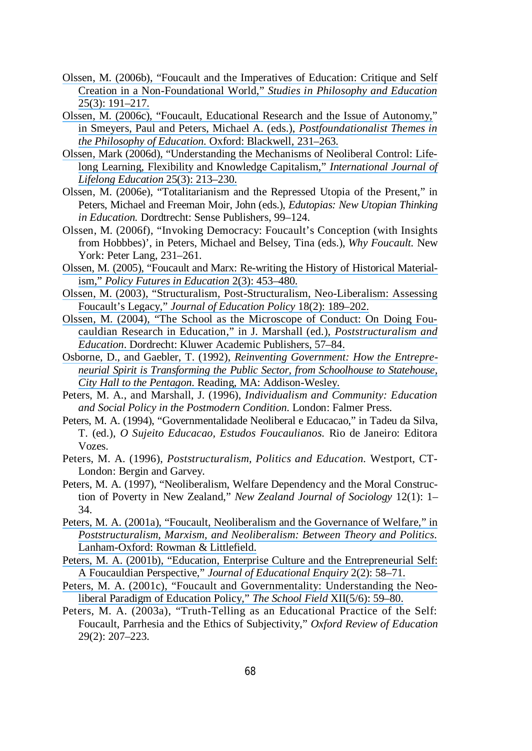Olssen, M. (2006b), "Foucault and the Imperatives of Education: Critique and Self Creation in a Non-Foundational World," *Studies in Philosophy and Education* 25(3): 191–217.

Olssen, M. (2006c), "Foucault, Educational Research and the Issue of Autonomy," in Smeyers, Paul and Peters, Michael A. (eds.), *Postfoundationalist Themes in the Philosophy of Education*. Oxford: Blackwell, 231–263.

Olssen, Mark (2006d), "Understanding the Mechanisms of Neoliberal Control: Lifelong Learning, Flexibility and Knowledge Capitalism," *International Journal of Lifelong Education* 25(3): 213–230.

Olssen, M. (2006e), "Totalitarianism and the Repressed Utopia of the Present," in Peters, Michael and Freeman Moir, John (eds.), *Edutopias: New Utopian Thinking in Education*. Dordrecht: Sense Publishers, 99–124.

Olssen, M. (2006f), "Invoking Democracy: Foucault's Conception (with Insights from Hobbbes)', in Peters, Michael and Belsey, Tina (eds.), *Why Foucault*. New York: Peter Lang, 231–261.

Olssen, M. (2005), "Foucault and Marx: Re-writing the History of Historical Materialism," *Policy Futures in Education* 2(3): 453–480.

Olssen, M. (2003), "Structuralism, Post-Structuralism, Neo-Liberalism: Assessing Foucault's Legacy," *Journal of Education Policy* 18(2): 189–202.

Olssen, M. (2004), "The School as the Microscope of Conduct: On Doing Foucauldian Research in Education," in J. Marshall (ed.), *Poststructuralism and Education*. Dordrecht: Kluwer Academic Publishers, 57–84.

Osborne, D., and Gaebler, T. (1992), *Reinventing Government: How the Entrepreneurial Spirit is Transforming the Public Sector, from Schoolhouse to Statehouse, City Hall to the Pentagon*. Reading, MA: Addison-Wesley.

Peters, M. A., and Marshall, J. (1996), *Individualism and Community: Education and Social Policy in the Postmodern Condition*. London: Falmer Press.

Peters, M. A. (1994), "Governmentalidade Neoliberal e Educacao," in Tadeu da Silva, T. (ed.), *O Sujeito Educacao, Estudos Foucaulianos*. Rio de Janeiro: Editora Vozes.

Peters, M. A. (1996), *Poststructuralism, Politics and Education*. Westport, CT-London: Bergin and Garvey.

Peters, M. A. (1997), "Neoliberalism, Welfare Dependency and the Moral Construction of Poverty in New Zealand," *New Zealand Journal of Sociology* 12(1): 1–34.

Peters, M. A. (2001a), "Foucault, Neoliberalism and the Governance of Welfare," in *Poststructuralism, Marxism, and Neoliberalism: Between Theory and Politics*. Lanham-Oxford: Rowman & Littlefield.

Peters, M. A. (2001b), "Education, Enterprise Culture and the Entrepreneurial Self: A Foucauldian Perspective," *Journal of Educational Enquiry* 2(2): 58–71.

Peters, M. A. (2001c), "Foucault and Governmentality: Understanding the Neoliberal Paradigm of Education Policy," *The School Field* XII(5/6): 59–80.

Peters, M. A. (2003a), "Truth-Telling as an Educational Practice of the Self: Foucault, Parrhesia and the Ethics of Subjectivity," *Oxford Review of Education* 29(2): 207–223.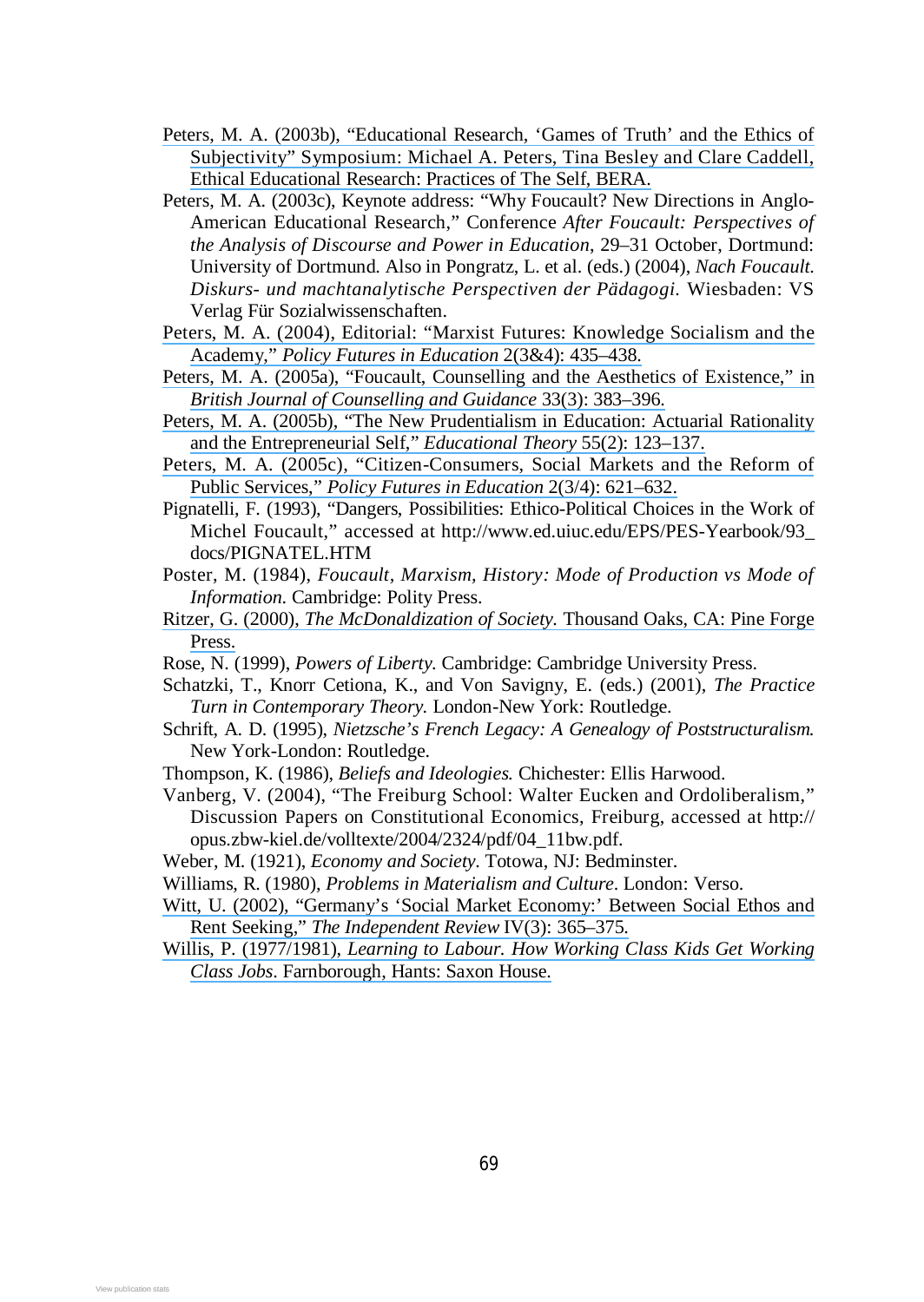Peters, M. A. (2003b), "Educational Research, 'Games of Truth' and the Ethics of Subjectivity" Symposium: Michael A. Peters, Tina Besley and Clare Caddell, Ethical Educational Research: Practices of The Self, BERA.

Peters, M. A. (2003c), Keynote address: "Why Foucault? New Directions in Anglo-American Educational Research," Conference *After Foucault: Perspectives of the Analysis of Discourse and Power in Education*, 29–31 October, Dortmund: University of Dortmund. Also in Pongratz, L. et al. (eds.) (2004), *Nach Foucault. Diskurs- und machtanalytische Perspectiven der Pädagogi*. Wiesbaden: VS Verlag Für Sozialwissenschaften.

Peters, M. A. (2004), Editorial: "Marxist Futures: Knowledge Socialism and the Academy," *Policy Futures in Education* 2(3&4): 435–438.

Peters, M. A. (2005a), "Foucault, Counselling and the Aesthetics of Existence," in *British Journal of Counselling and Guidance* 33(3): 383–396.

Peters, M. A. (2005b), "The New Prudentialism in Education: Actuarial Rationality and the Entrepreneurial Self," *Educational Theory* 55(2): 123–137.

Peters, M. A. (2005c), "Citizen-Consumers, Social Markets and the Reform of Public Services," *Policy Futures in Education* 2(3/4): 621–632.

Pignatelli, F. (1993), "Dangers, Possibilities: Ethico-Political Choices in the Work of Michel Foucault," accessed at http://www.ed.uiuc.edu/EPS/PES-Yearbook/93_docs/PIGNATEL.HTM

Poster, M. (1984), *Foucault, Marxism, History: Mode of Production vs Mode of Information*. Cambridge: Polity Press.

Ritzer, G. (2000), *The McDonaldization of Society*. Thousand Oaks, CA: Pine Forge Press.

Rose, N. (1999), *Powers of Liberty*. Cambridge: Cambridge University Press.

Schatzki, T., Knorr Cetiona, K., and Von Savigny, E. (eds.) (2001), *The Practice Turn in Contemporary Theory*. London-New York: Routledge.

Schrift, A. D. (1995), *Nietzsche's French Legacy: A Genealogy of Poststructuralism*. New York-London: Routledge.

Thompson, K. (1986), *Beliefs and Ideologies*. Chichester: Ellis Harwood.

Vanberg, V. (2004), "The Freiburg School: Walter Eucken and Ordoliberalism," Discussion Papers on Constitutional Economics, Freiburg, accessed at http://opus.zbw-kiel.de/volltexte/2004/2324/pdf/04_11bw.pdf.

Weber, M. (1921), *Economy and Society*. Totowa, NJ: Bedminster.

Williams, R. (1980), *Problems in Materialism and Culture*. London: Verso.

Witt, U. (2002), "Germany's 'Social Market Economy:' Between Social Ethos and Rent Seeking," *The Independent Review* IV(3): 365–375.

Willis, P. (1977/1981), *Learning to Labour. How Working Class Kids Get Working Class Jobs*. Farnborough, Hants: Saxon House.